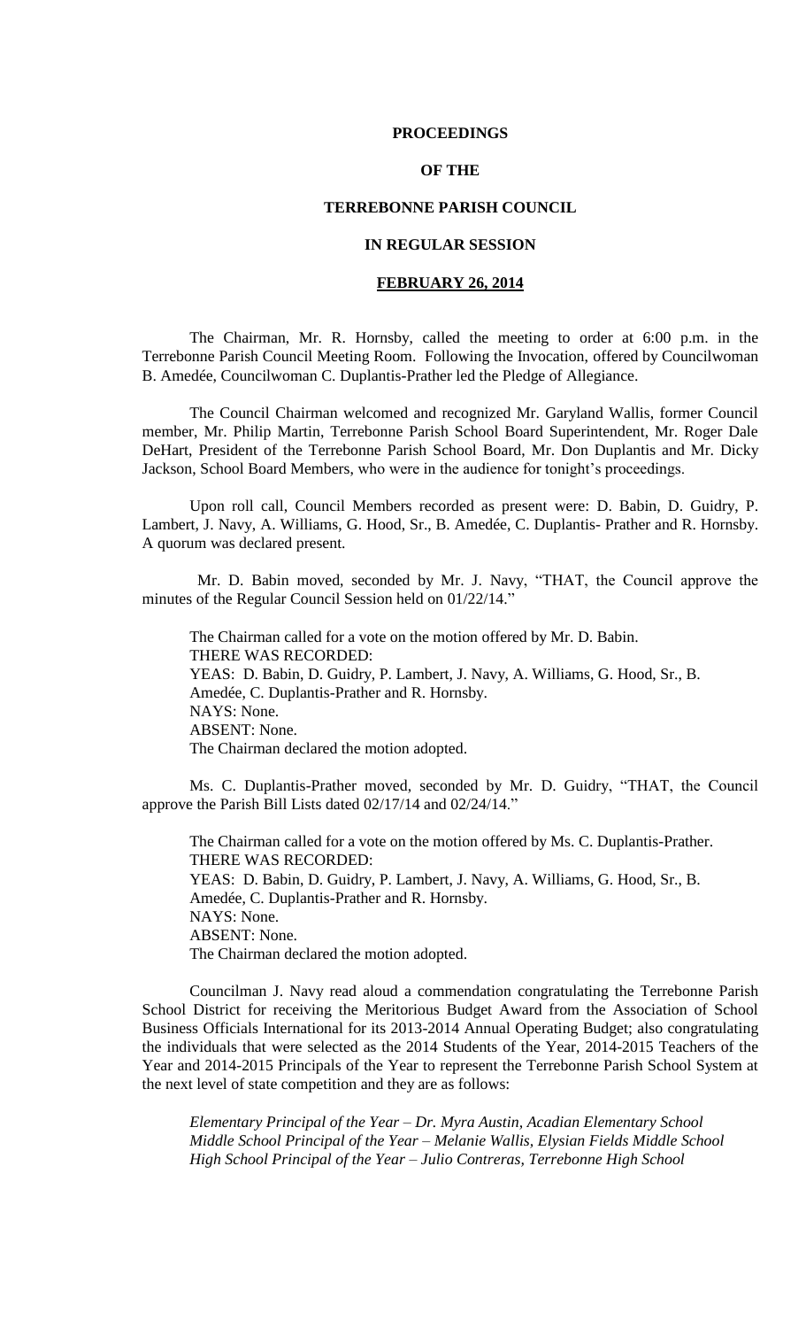# PROCEEDINGS

# OF THE

# TERREBONNE PARISH COUNCIL

# IN REGULAR SESSION

# FEBRUARY 26, 2014

The Chairman, Mr. R. Hornsby, called the meeting to order at 6:00 p.m. in the Terrebonne Parish Council Meeting Room. Following the Invocation, offered by Councilwoman B. Amedée, Councilwoman C. Duplantis-Prather led the Pledge of Allegiance.

The Council Chairman welcomed and recognized Mr. Garyland Wallis, former Council member, Mr. Philip Martin, Terrebonne Parish School Board Superintendent, Mr. Roger Dale DeHart, President of the Terrebonne Parish School Board, Mr. Don Duplantis and Mr. Dicky Jackson, School Board Members, who were in the audience for tonight's proceedings.

Upon roll call, Council Members recorded as present were: D. Babin, D. Guidry, P. Lambert, J. Navy, A. Williams, G. Hood, Sr., B. Amedée, C. Duplantis- Prather and R. Hornsby. A quorum was declared present.

Mr. D. Babin moved, seconded by Mr. J. Navy, "THAT, the Council approve the minutes of the Regular Council Session held on 01/22/14."

The Chairman called for a vote on the motion offered by Mr. D. Babin.
THERE WAS RECORDED:
YEAS: D. Babin, D. Guidry, P. Lambert, J. Navy, A. Williams, G. Hood, Sr., B. Amedée, C. Duplantis-Prather and R. Hornsby.
NAYS: None.
ABSENT: None.
The Chairman declared the motion adopted.

Ms. C. Duplantis-Prather moved, seconded by Mr. D. Guidry, "THAT, the Council approve the Parish Bill Lists dated 02/17/14 and 02/24/14."

The Chairman called for a vote on the motion offered by Ms. C. Duplantis-Prather.
THERE WAS RECORDED:
YEAS: D. Babin, D. Guidry, P. Lambert, J. Navy, A. Williams, G. Hood, Sr., B. Amedée, C. Duplantis-Prather and R. Hornsby.
NAYS: None.
ABSENT: None.
The Chairman declared the motion adopted.

Councilman J. Navy read aloud a commendation congratulating the Terrebonne Parish School District for receiving the Meritorious Budget Award from the Association of School Business Officials International for its 2013-2014 Annual Operating Budget; also congratulating the individuals that were selected as the 2014 Students of the Year, 2014-2015 Teachers of the Year and 2014-2015 Principals of the Year to represent the Terrebonne Parish School System at the next level of state competition and they are as follows:

*Elementary Principal of the Year – Dr. Myra Austin, Acadian Elementary School*
*Middle School Principal of the Year – Melanie Wallis, Elysian Fields Middle School*
*High School Principal of the Year – Julio Contreras, Terrebonne High School*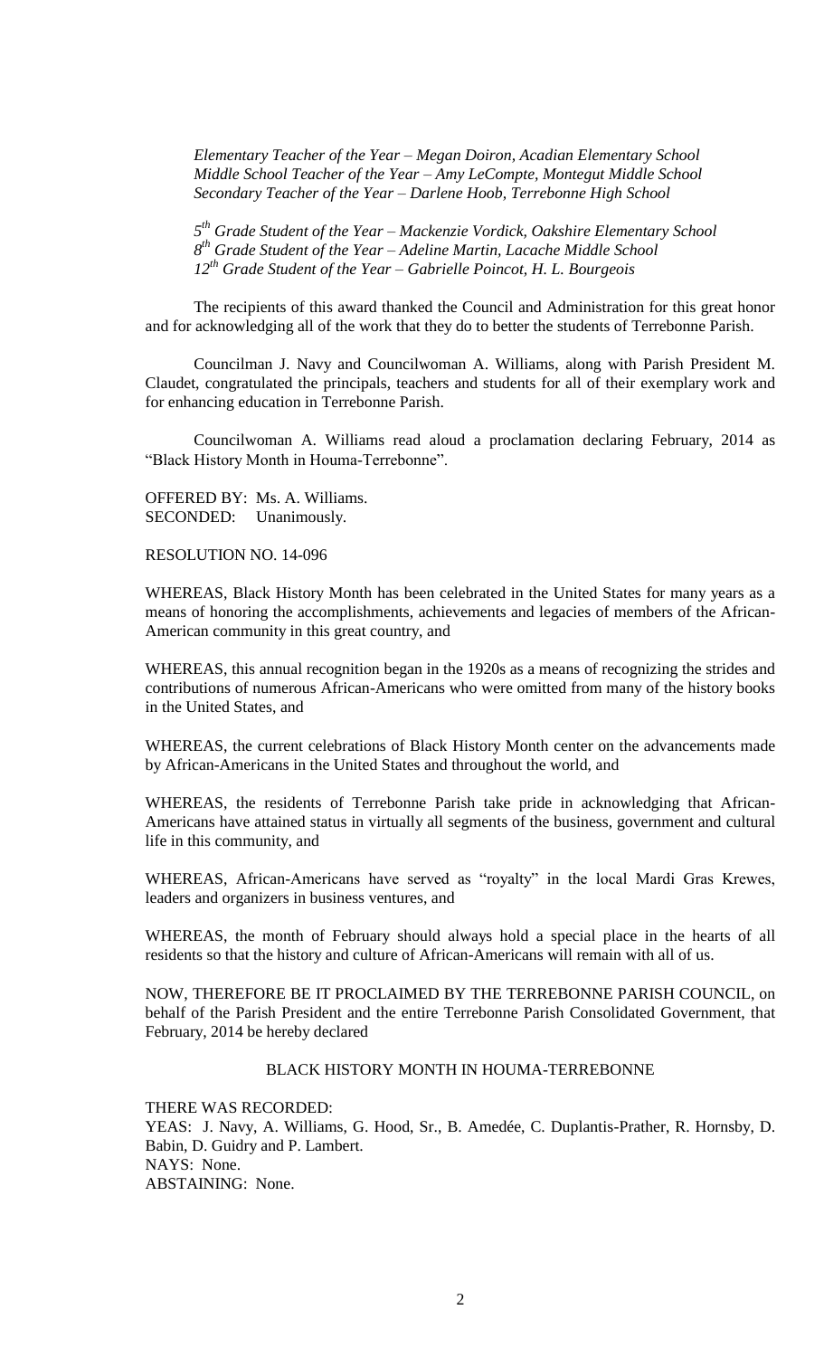*Elementary Teacher of the Year – Megan Doiron, Acadian Elementary School*
*Middle School Teacher of the Year – Amy LeCompte, Montegut Middle School*
*Secondary Teacher of the Year – Darlene Hoob, Terrebonne High School*

*5th Grade Student of the Year – Mackenzie Vordick, Oakshire Elementary School*
*8th Grade Student of the Year – Adeline Martin, Lacache Middle School*
*12th Grade Student of the Year – Gabrielle Poincot, H. L. Bourgeois*

The recipients of this award thanked the Council and Administration for this great honor and for acknowledging all of the work that they do to better the students of Terrebonne Parish.

Councilman J. Navy and Councilwoman A. Williams, along with Parish President M. Claudet, congratulated the principals, teachers and students for all of their exemplary work and for enhancing education in Terrebonne Parish.

Councilwoman A. Williams read aloud a proclamation declaring February, 2014 as "Black History Month in Houma-Terrebonne".

OFFERED BY: Ms. A. Williams.
SECONDED: Unanimously.

RESOLUTION NO. 14-096

WHEREAS, Black History Month has been celebrated in the United States for many years as a means of honoring the accomplishments, achievements and legacies of members of the African-American community in this great country, and

WHEREAS, this annual recognition began in the 1920s as a means of recognizing the strides and contributions of numerous African-Americans who were omitted from many of the history books in the United States, and

WHEREAS, the current celebrations of Black History Month center on the advancements made by African-Americans in the United States and throughout the world, and

WHEREAS, the residents of Terrebonne Parish take pride in acknowledging that African-Americans have attained status in virtually all segments of the business, government and cultural life in this community, and

WHEREAS, African-Americans have served as "royalty" in the local Mardi Gras Krewes, leaders and organizers in business ventures, and

WHEREAS, the month of February should always hold a special place in the hearts of all residents so that the history and culture of African-Americans will remain with all of us.

NOW, THEREFORE BE IT PROCLAIMED BY THE TERREBONNE PARISH COUNCIL, on behalf of the Parish President and the entire Terrebonne Parish Consolidated Government, that February, 2014 be hereby declared

BLACK HISTORY MONTH IN HOUMA-TERREBONNE

THERE WAS RECORDED:
YEAS: J. Navy, A. Williams, G. Hood, Sr., B. Amedée, C. Duplantis-Prather, R. Hornsby, D. Babin, D. Guidry and P. Lambert.
NAYS: None.
ABSTAINING: None.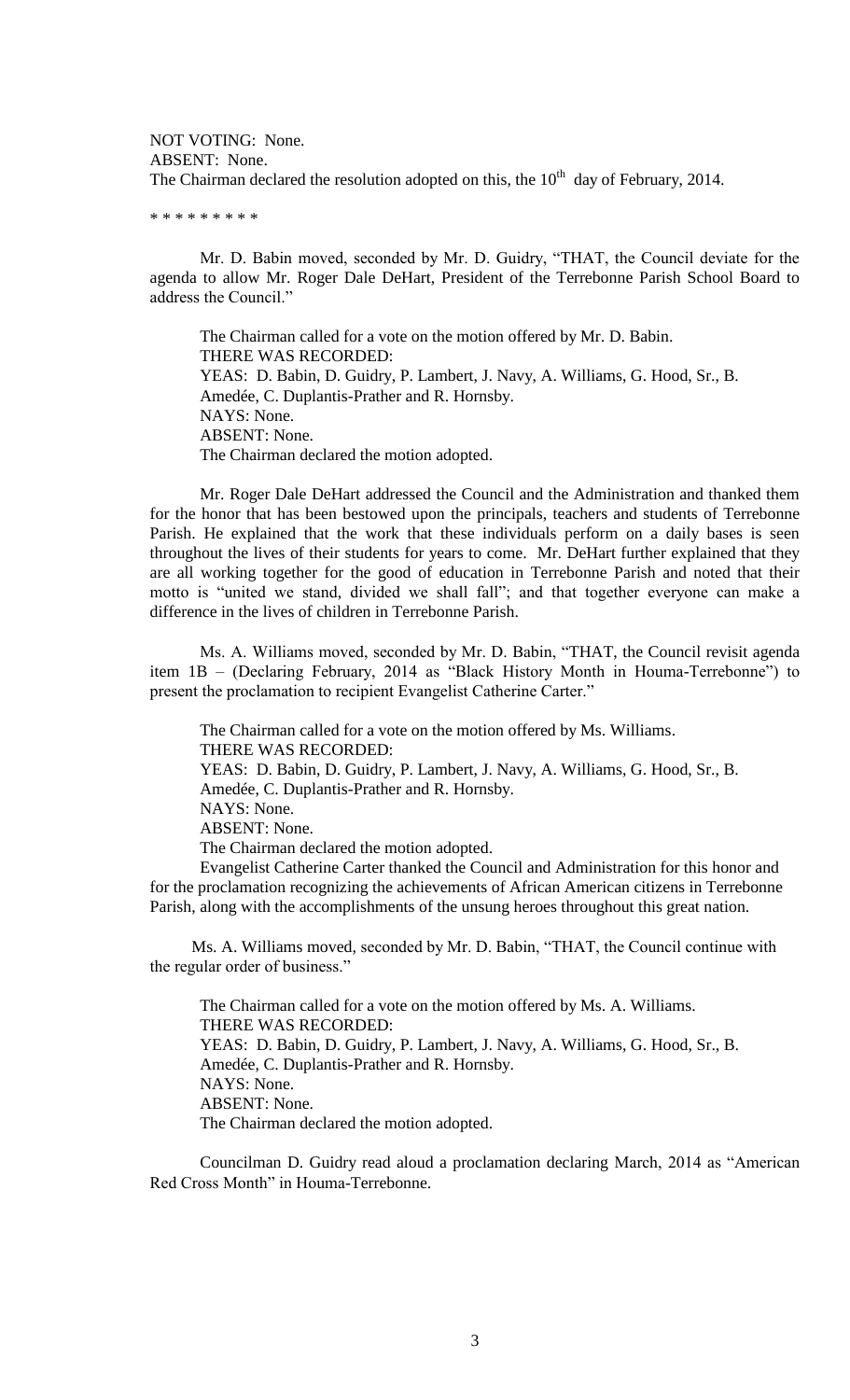NOT VOTING: None.
ABSENT: None.
The Chairman declared the resolution adopted on this, the 10th day of February, 2014.

\* \* \* \* \* \* \* \* \*

Mr. D. Babin moved, seconded by Mr. D. Guidry, "THAT, the Council deviate for the agenda to allow Mr. Roger Dale DeHart, President of the Terrebonne Parish School Board to address the Council."

The Chairman called for a vote on the motion offered by Mr. D. Babin.
THERE WAS RECORDED:
YEAS: D. Babin, D. Guidry, P. Lambert, J. Navy, A. Williams, G. Hood, Sr., B. Amedée, C. Duplantis-Prather and R. Hornsby.
NAYS: None.
ABSENT: None.
The Chairman declared the motion adopted.

Mr. Roger Dale DeHart addressed the Council and the Administration and thanked them for the honor that has been bestowed upon the principals, teachers and students of Terrebonne Parish. He explained that the work that these individuals perform on a daily bases is seen throughout the lives of their students for years to come. Mr. DeHart further explained that they are all working together for the good of education in Terrebonne Parish and noted that their motto is "united we stand, divided we shall fall"; and that together everyone can make a difference in the lives of children in Terrebonne Parish.

Ms. A. Williams moved, seconded by Mr. D. Babin, "THAT, the Council revisit agenda item 1B – (Declaring February, 2014 as "Black History Month in Houma-Terrebonne") to present the proclamation to recipient Evangelist Catherine Carter."

The Chairman called for a vote on the motion offered by Ms. Williams.
THERE WAS RECORDED:
YEAS: D. Babin, D. Guidry, P. Lambert, J. Navy, A. Williams, G. Hood, Sr., B. Amedée, C. Duplantis-Prather and R. Hornsby.
NAYS: None.
ABSENT: None.
The Chairman declared the motion adopted.

Evangelist Catherine Carter thanked the Council and Administration for this honor and for the proclamation recognizing the achievements of African American citizens in Terrebonne Parish, along with the accomplishments of the unsung heroes throughout this great nation.

Ms. A. Williams moved, seconded by Mr. D. Babin, "THAT, the Council continue with the regular order of business."

The Chairman called for a vote on the motion offered by Ms. A. Williams.
THERE WAS RECORDED:
YEAS: D. Babin, D. Guidry, P. Lambert, J. Navy, A. Williams, G. Hood, Sr., B. Amedée, C. Duplantis-Prather and R. Hornsby.
NAYS: None.
ABSENT: None.
The Chairman declared the motion adopted.

Councilman D. Guidry read aloud a proclamation declaring March, 2014 as "American Red Cross Month" in Houma-Terrebonne.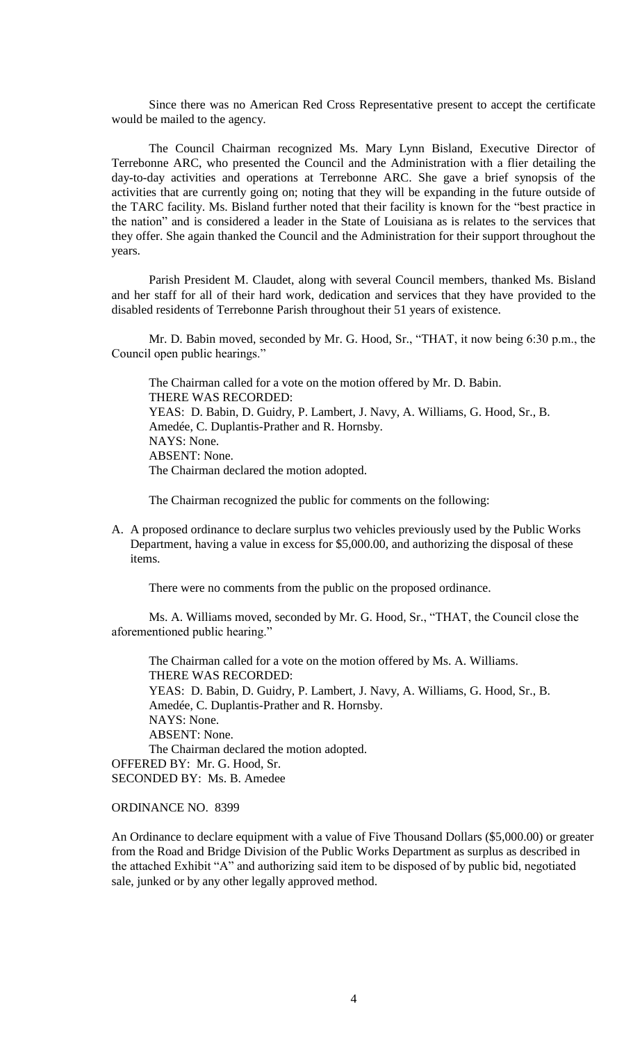Since there was no American Red Cross Representative present to accept the certificate would be mailed to the agency.

The Council Chairman recognized Ms. Mary Lynn Bisland, Executive Director of Terrebonne ARC, who presented the Council and the Administration with a flier detailing the day-to-day activities and operations at Terrebonne ARC. She gave a brief synopsis of the activities that are currently going on; noting that they will be expanding in the future outside of the TARC facility. Ms. Bisland further noted that their facility is known for the "best practice in the nation" and is considered a leader in the State of Louisiana as is relates to the services that they offer. She again thanked the Council and the Administration for their support throughout the years.

Parish President M. Claudet, along with several Council members, thanked Ms. Bisland and her staff for all of their hard work, dedication and services that they have provided to the disabled residents of Terrebonne Parish throughout their 51 years of existence.

Mr. D. Babin moved, seconded by Mr. G. Hood, Sr., "THAT, it now being 6:30 p.m., the Council open public hearings."

The Chairman called for a vote on the motion offered by Mr. D. Babin.
THERE WAS RECORDED:
YEAS: D. Babin, D. Guidry, P. Lambert, J. Navy, A. Williams, G. Hood, Sr., B. Amedée, C. Duplantis-Prather and R. Hornsby.
NAYS: None.
ABSENT: None.
The Chairman declared the motion adopted.

The Chairman recognized the public for comments on the following:

A. A proposed ordinance to declare surplus two vehicles previously used by the Public Works Department, having a value in excess for $5,000.00, and authorizing the disposal of these items.

There were no comments from the public on the proposed ordinance.

Ms. A. Williams moved, seconded by Mr. G. Hood, Sr., "THAT, the Council close the aforementioned public hearing."

The Chairman called for a vote on the motion offered by Ms. A. Williams.
THERE WAS RECORDED:
YEAS: D. Babin, D. Guidry, P. Lambert, J. Navy, A. Williams, G. Hood, Sr., B. Amedée, C. Duplantis-Prather and R. Hornsby.
NAYS: None.
ABSENT: None.
The Chairman declared the motion adopted.

OFFERED BY: Mr. G. Hood, Sr.
SECONDED BY: Ms. B. Amedee

ORDINANCE NO. 8399

An Ordinance to declare equipment with a value of Five Thousand Dollars ($5,000.00) or greater from the Road and Bridge Division of the Public Works Department as surplus as described in the attached Exhibit "A" and authorizing said item to be disposed of by public bid, negotiated sale, junked or by any other legally approved method.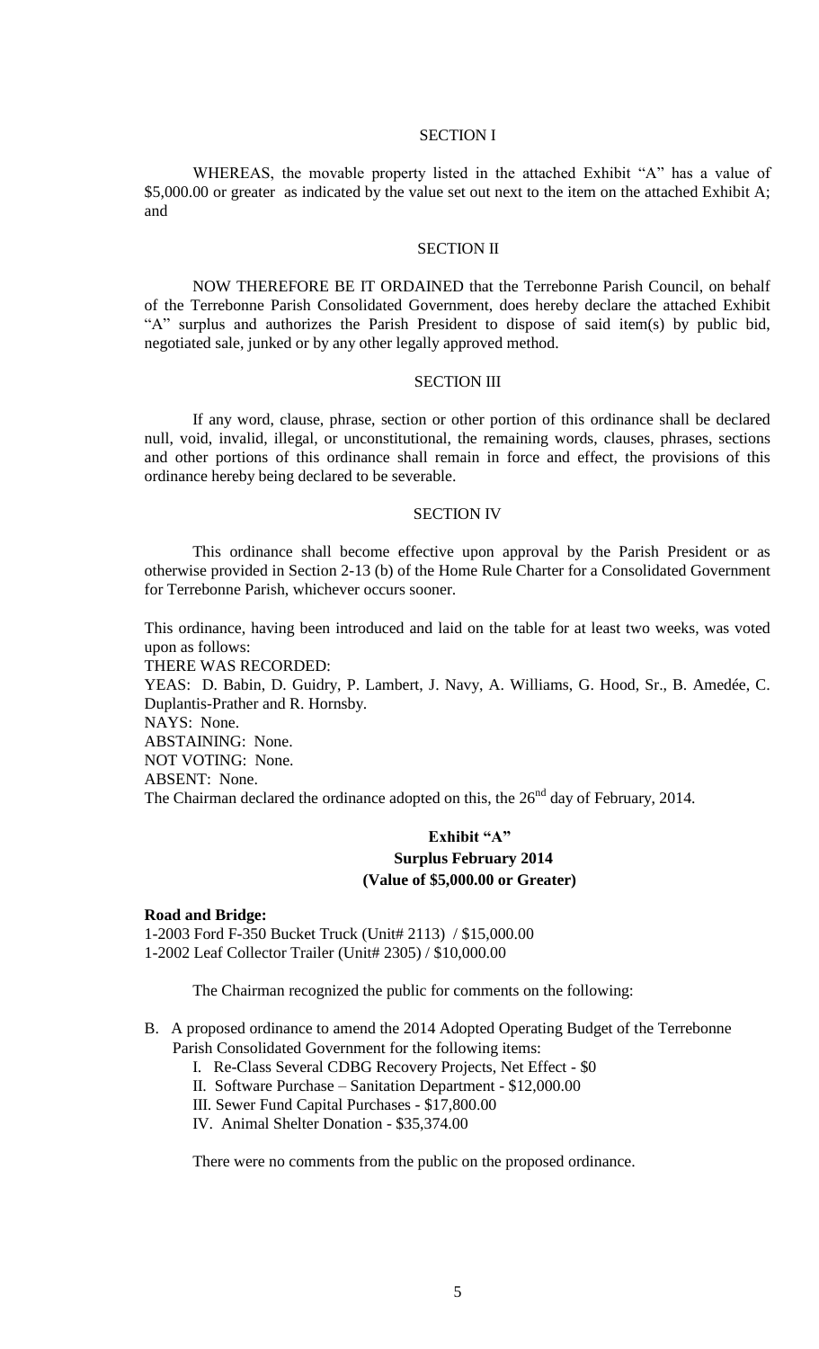SECTION I

WHEREAS, the movable property listed in the attached Exhibit "A" has a value of $5,000.00 or greater as indicated by the value set out next to the item on the attached Exhibit A; and

SECTION II

NOW THEREFORE BE IT ORDAINED that the Terrebonne Parish Council, on behalf of the Terrebonne Parish Consolidated Government, does hereby declare the attached Exhibit "A" surplus and authorizes the Parish President to dispose of said item(s) by public bid, negotiated sale, junked or by any other legally approved method.

SECTION III

If any word, clause, phrase, section or other portion of this ordinance shall be declared null, void, invalid, illegal, or unconstitutional, the remaining words, clauses, phrases, sections and other portions of this ordinance shall remain in force and effect, the provisions of this ordinance hereby being declared to be severable.

SECTION IV

This ordinance shall become effective upon approval by the Parish President or as otherwise provided in Section 2-13 (b) of the Home Rule Charter for a Consolidated Government for Terrebonne Parish, whichever occurs sooner.

This ordinance, having been introduced and laid on the table for at least two weeks, was voted upon as follows:
THERE WAS RECORDED:
YEAS: D. Babin, D. Guidry, P. Lambert, J. Navy, A. Williams, G. Hood, Sr., B. Amedée, C. Duplantis-Prather and R. Hornsby.
NAYS: None.
ABSTAINING: None.
NOT VOTING: None.
ABSENT: None.
The Chairman declared the ordinance adopted on this, the 26th day of February, 2014.

**Exhibit "A"**
**Surplus February 2014**
**(Value of $5,000.00 or Greater)**

**Road and Bridge:**
1-2003 Ford F-350 Bucket Truck (Unit# 2113) / $15,000.00
1-2002 Leaf Collector Trailer (Unit# 2305) / $10,000.00

The Chairman recognized the public for comments on the following:

B. A proposed ordinance to amend the 2014 Adopted Operating Budget of the Terrebonne Parish Consolidated Government for the following items:
   I. Re-Class Several CDBG Recovery Projects, Net Effect - $0
   II. Software Purchase – Sanitation Department - $12,000.00
   III. Sewer Fund Capital Purchases - $17,800.00
   IV. Animal Shelter Donation - $35,374.00

There were no comments from the public on the proposed ordinance.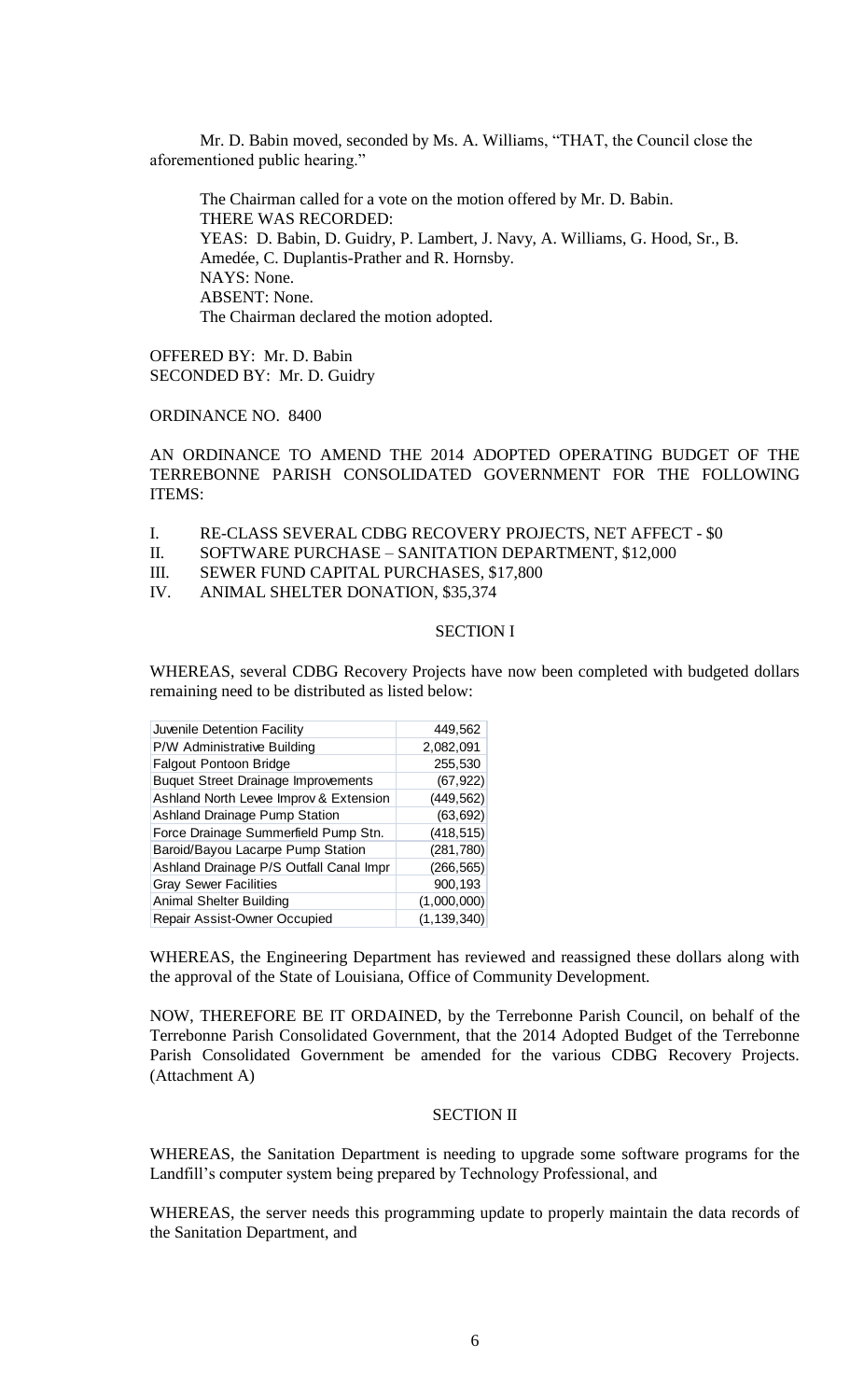Mr. D. Babin moved, seconded by Ms. A. Williams, "THAT, the Council close the aforementioned public hearing."

The Chairman called for a vote on the motion offered by Mr. D. Babin.
THERE WAS RECORDED:
YEAS: D. Babin, D. Guidry, P. Lambert, J. Navy, A. Williams, G. Hood, Sr., B. Amedée, C. Duplantis-Prather and R. Hornsby.
NAYS: None.
ABSENT: None.
The Chairman declared the motion adopted.

OFFERED BY: Mr. D. Babin
SECONDED BY: Mr. D. Guidry

ORDINANCE NO. 8400

AN ORDINANCE TO AMEND THE 2014 ADOPTED OPERATING BUDGET OF THE TERREBONNE PARISH CONSOLIDATED GOVERNMENT FOR THE FOLLOWING ITEMS:

I. RE-CLASS SEVERAL CDBG RECOVERY PROJECTS, NET AFFECT - $0
II. SOFTWARE PURCHASE – SANITATION DEPARTMENT, $12,000
III. SEWER FUND CAPITAL PURCHASES, $17,800
IV. ANIMAL SHELTER DONATION, $35,374

SECTION I

WHEREAS, several CDBG Recovery Projects have now been completed with budgeted dollars remaining need to be distributed as listed below:

| | |
|---|---|
| Juvenile Detention Facility | 449,562 |
| P/W Administrative Building | 2,082,091 |
| Falgout Pontoon Bridge | 255,530 |
| Buquet Street Drainage Improvements | (67,922) |
| Ashland North Levee Improv & Extension | (449,562) |
| Ashland Drainage Pump Station | (63,692) |
| Force Drainage Summerfield Pump Stn. | (418,515) |
| Baroid/Bayou Lacarpe Pump Station | (281,780) |
| Ashland Drainage P/S Outfall Canal Impr | (266,565) |
| Gray Sewer Facilities | 900,193 |
| Animal Shelter Building | (1,000,000) |
| Repair Assist-Owner Occupied | (1,139,340) |

WHEREAS, the Engineering Department has reviewed and reassigned these dollars along with the approval of the State of Louisiana, Office of Community Development.

NOW, THEREFORE BE IT ORDAINED, by the Terrebonne Parish Council, on behalf of the Terrebonne Parish Consolidated Government, that the 2014 Adopted Budget of the Terrebonne Parish Consolidated Government be amended for the various CDBG Recovery Projects. (Attachment A)

SECTION II

WHEREAS, the Sanitation Department is needing to upgrade some software programs for the Landfill's computer system being prepared by Technology Professional, and

WHEREAS, the server needs this programming update to properly maintain the data records of the Sanitation Department, and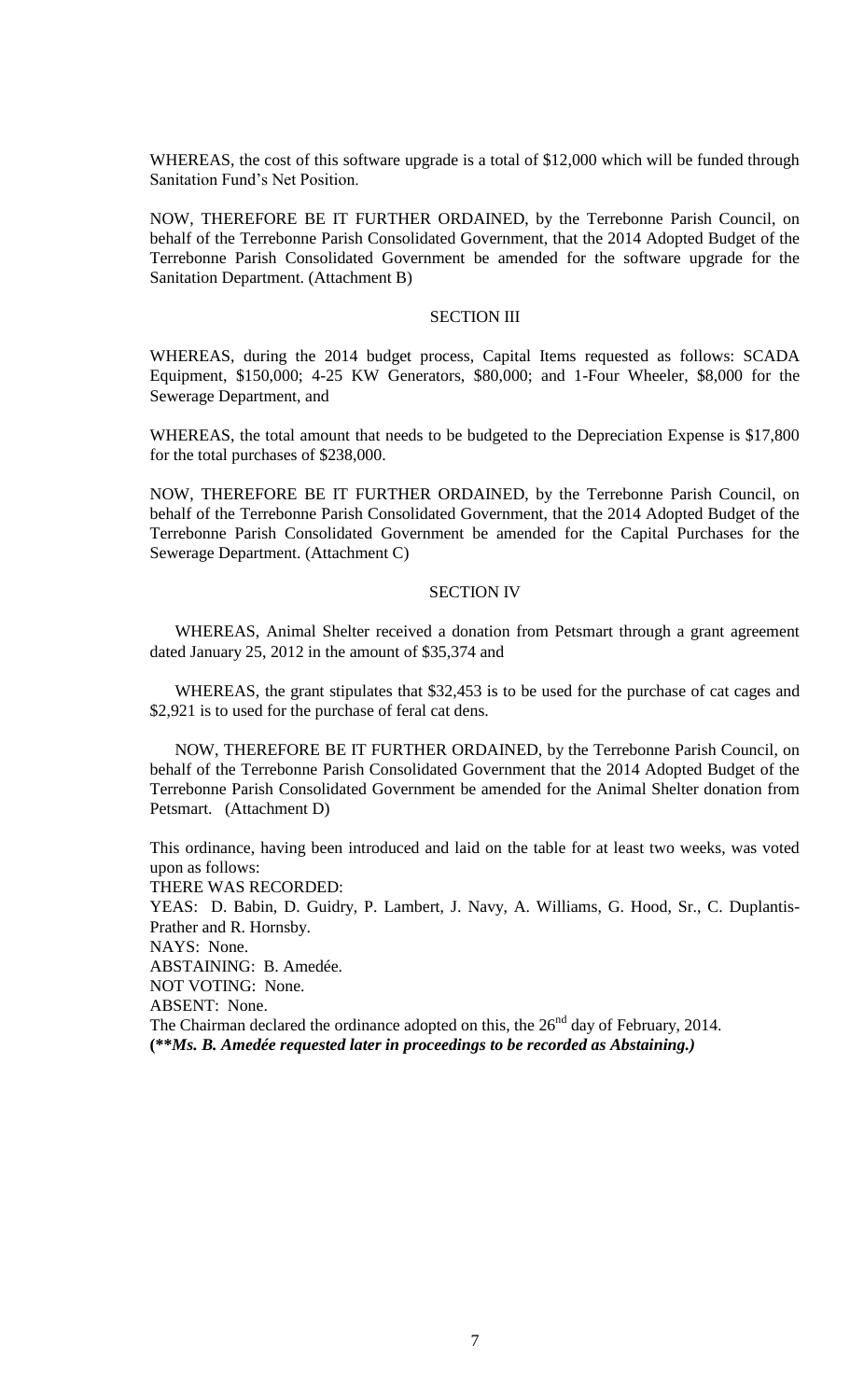WHEREAS, the cost of this software upgrade is a total of $12,000 which will be funded through Sanitation Fund's Net Position.

NOW, THEREFORE BE IT FURTHER ORDAINED, by the Terrebonne Parish Council, on behalf of the Terrebonne Parish Consolidated Government, that the 2014 Adopted Budget of the Terrebonne Parish Consolidated Government be amended for the software upgrade for the Sanitation Department. (Attachment B)

SECTION III

WHEREAS, during the 2014 budget process, Capital Items requested as follows: SCADA Equipment, $150,000; 4-25 KW Generators, $80,000; and 1-Four Wheeler, $8,000 for the Sewerage Department, and

WHEREAS, the total amount that needs to be budgeted to the Depreciation Expense is $17,800 for the total purchases of $238,000.

NOW, THEREFORE BE IT FURTHER ORDAINED, by the Terrebonne Parish Council, on behalf of the Terrebonne Parish Consolidated Government, that the 2014 Adopted Budget of the Terrebonne Parish Consolidated Government be amended for the Capital Purchases for the Sewerage Department. (Attachment C)

SECTION IV

WHEREAS, Animal Shelter received a donation from Petsmart through a grant agreement dated January 25, 2012 in the amount of $35,374 and

WHEREAS, the grant stipulates that $32,453 is to be used for the purchase of cat cages and $2,921 is to used for the purchase of feral cat dens.

NOW, THEREFORE BE IT FURTHER ORDAINED, by the Terrebonne Parish Council, on behalf of the Terrebonne Parish Consolidated Government that the 2014 Adopted Budget of the Terrebonne Parish Consolidated Government be amended for the Animal Shelter donation from Petsmart. (Attachment D)

This ordinance, having been introduced and laid on the table for at least two weeks, was voted upon as follows:

THERE WAS RECORDED:

YEAS: D. Babin, D. Guidry, P. Lambert, J. Navy, A. Williams, G. Hood, Sr., C. Duplantis-Prather and R. Hornsby.

NAYS: None.

ABSTAINING: B. Amedée.

NOT VOTING: None.

ABSENT: None.

The Chairman declared the ordinance adopted on this, the 26th day of February, 2014.

**(*\*Ms. B. Amedée requested later in proceedings to be recorded as Abstaining.*)**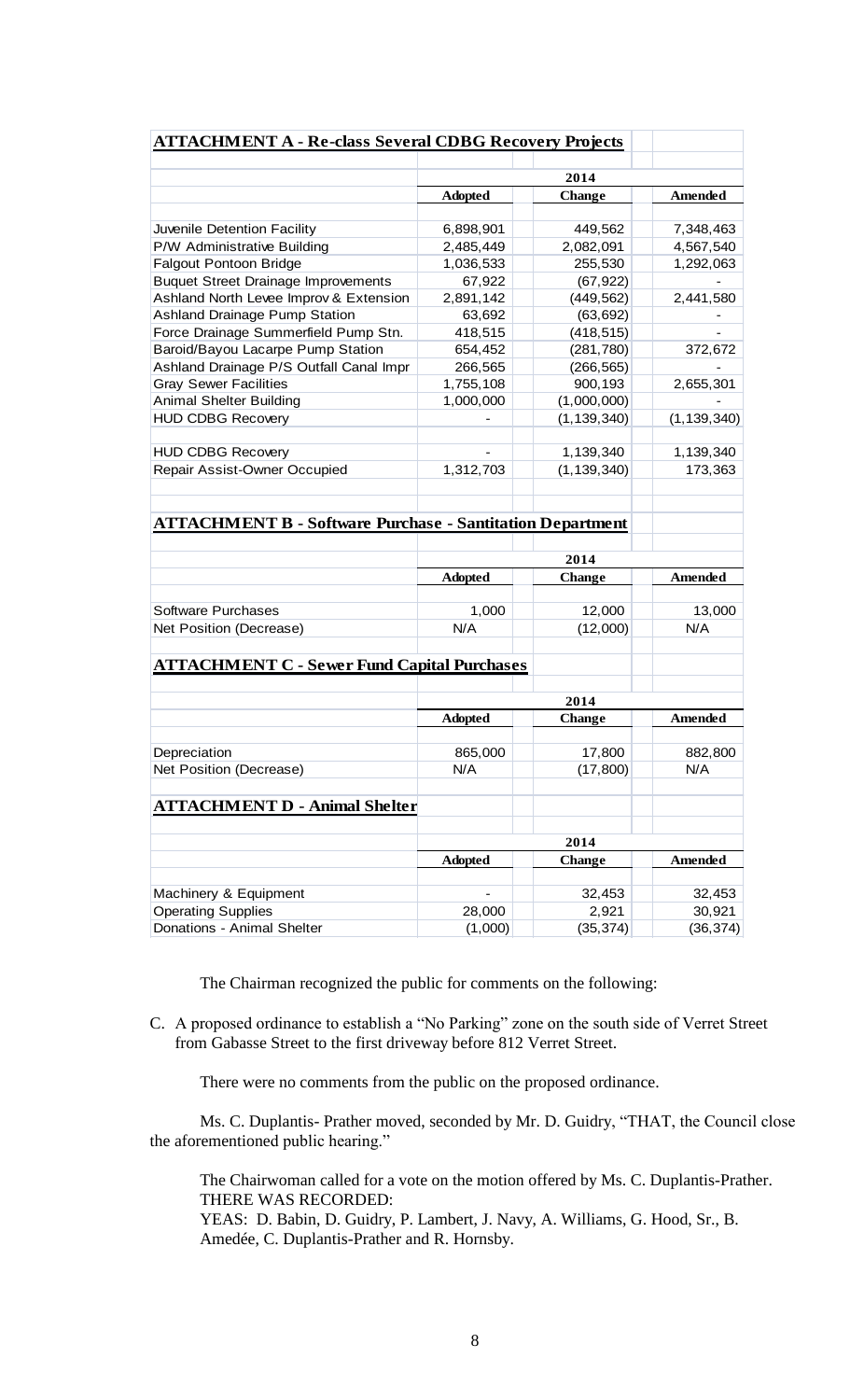**ATTACHMENT A - Re-class Several CDBG Recovery Projects**

| | 2014 | | |
|---|---|---|---|
| | **Adopted** | **Change** | **Amended** |
| Juvenile Detention Facility | 6,898,901 | 449,562 | 7,348,463 |
| P/W Administrative Building | 2,485,449 | 2,082,091 | 4,567,540 |
| Falgout Pontoon Bridge | 1,036,533 | 255,530 | 1,292,063 |
| Buquet Street Drainage Improvements | 67,922 | (67,922) | - |
| Ashland North Levee Improv & Extension | 2,891,142 | (449,562) | 2,441,580 |
| Ashland Drainage Pump Station | 63,692 | (63,692) | - |
| Force Drainage Summerfield Pump Stn. | 418,515 | (418,515) | - |
| Baroid/Bayou Lacarpe Pump Station | 654,452 | (281,780) | 372,672 |
| Ashland Drainage P/S Outfall Canal Impr | 266,565 | (266,565) | - |
| Gray Sewer Facilities | 1,755,108 | 900,193 | 2,655,301 |
| Animal Shelter Building | 1,000,000 | (1,000,000) | - |
| HUD CDBG Recovery | - | (1,139,340) | (1,139,340) |
| | | | |
| HUD CDBG Recovery | - | 1,139,340 | 1,139,340 |
| Repair Assist-Owner Occupied | 1,312,703 | (1,139,340) | 173,363 |

**ATTACHMENT B - Software Purchase - Santitation Department**

| | 2014 | | |
|---|---|---|---|
| | **Adopted** | **Change** | **Amended** |
| Software Purchases | 1,000 | 12,000 | 13,000 |
| Net Position (Decrease) | N/A | (12,000) | N/A |

**ATTACHMENT C - Sewer Fund Capital Purchases**

| | 2014 | | |
|---|---|---|---|
| | **Adopted** | **Change** | **Amended** |
| Depreciation | 865,000 | 17,800 | 882,800 |
| Net Position (Decrease) | N/A | (17,800) | N/A |

**ATTACHMENT D - Animal Shelter**

| | 2014 | | |
|---|---|---|---|
| | **Adopted** | **Change** | **Amended** |
| Machinery & Equipment | - | 32,453 | 32,453 |
| Operating Supplies | 28,000 | 2,921 | 30,921 |
| Donations - Animal Shelter | (1,000) | (35,374) | (36,374) |

The Chairman recognized the public for comments on the following:

C. A proposed ordinance to establish a "No Parking" zone on the south side of Verret Street from Gabasse Street to the first driveway before 812 Verret Street.

There were no comments from the public on the proposed ordinance.

Ms. C. Duplantis- Prather moved, seconded by Mr. D. Guidry, "THAT, the Council close the aforementioned public hearing."

The Chairwoman called for a vote on the motion offered by Ms. C. Duplantis-Prather. THERE WAS RECORDED:
YEAS: D. Babin, D. Guidry, P. Lambert, J. Navy, A. Williams, G. Hood, Sr., B. Amedée, C. Duplantis-Prather and R. Hornsby.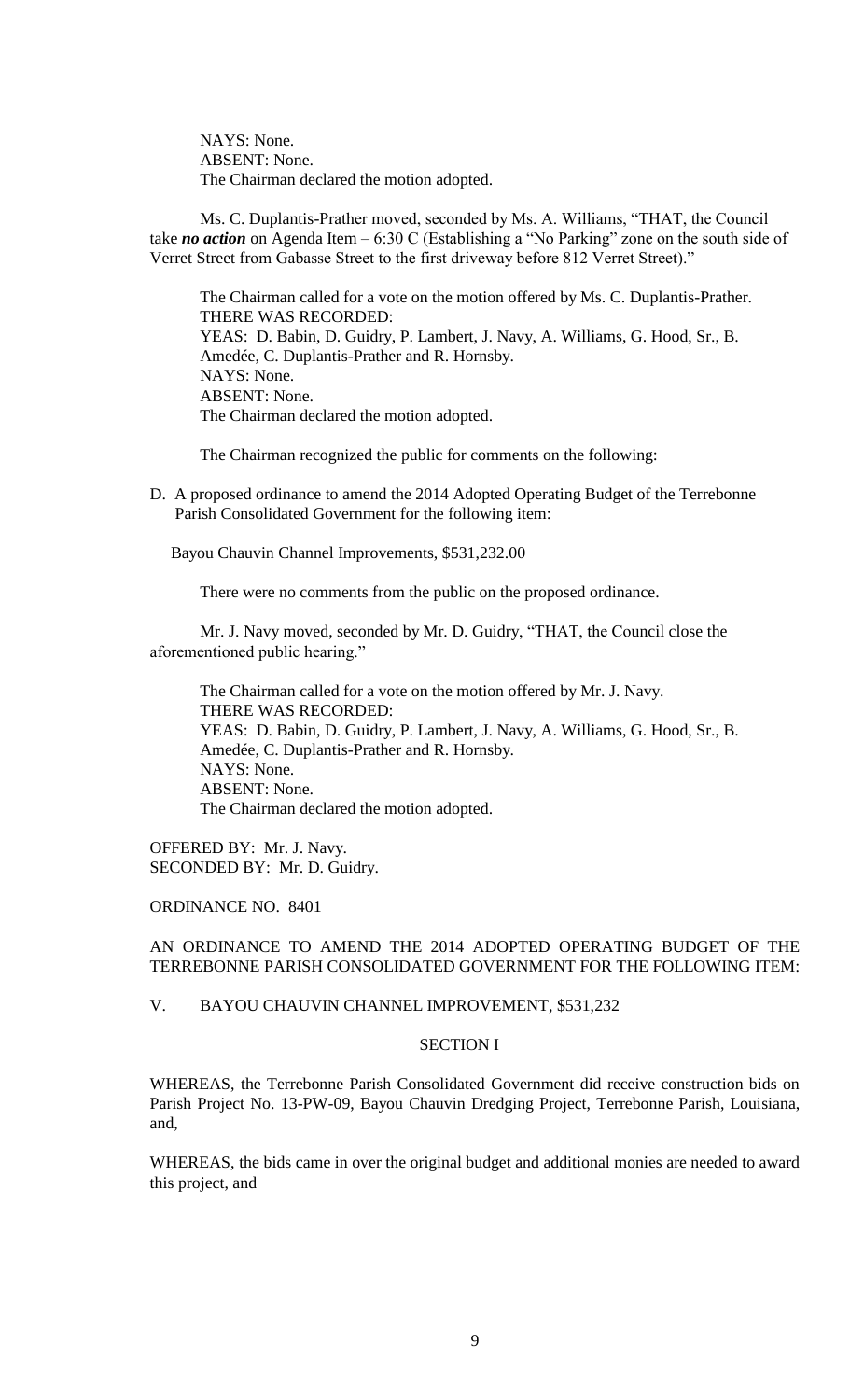NAYS: None.
ABSENT: None.
The Chairman declared the motion adopted.

Ms. C. Duplantis-Prather moved, seconded by Ms. A. Williams, "THAT, the Council take ***no action*** on Agenda Item – 6:30 C (Establishing a "No Parking" zone on the south side of Verret Street from Gabasse Street to the first driveway before 812 Verret Street)."

The Chairman called for a vote on the motion offered by Ms. C. Duplantis-Prather.
THERE WAS RECORDED:
YEAS: D. Babin, D. Guidry, P. Lambert, J. Navy, A. Williams, G. Hood, Sr., B. Amedée, C. Duplantis-Prather and R. Hornsby.
NAYS: None.
ABSENT: None.
The Chairman declared the motion adopted.

The Chairman recognized the public for comments on the following:

D. A proposed ordinance to amend the 2014 Adopted Operating Budget of the Terrebonne Parish Consolidated Government for the following item:

Bayou Chauvin Channel Improvements, $531,232.00

There were no comments from the public on the proposed ordinance.

Mr. J. Navy moved, seconded by Mr. D. Guidry, "THAT, the Council close the aforementioned public hearing."

The Chairman called for a vote on the motion offered by Mr. J. Navy.
THERE WAS RECORDED:
YEAS: D. Babin, D. Guidry, P. Lambert, J. Navy, A. Williams, G. Hood, Sr., B. Amedée, C. Duplantis-Prather and R. Hornsby.
NAYS: None.
ABSENT: None.
The Chairman declared the motion adopted.

OFFERED BY: Mr. J. Navy.
SECONDED BY: Mr. D. Guidry.

ORDINANCE NO. 8401

AN ORDINANCE TO AMEND THE 2014 ADOPTED OPERATING BUDGET OF THE TERREBONNE PARISH CONSOLIDATED GOVERNMENT FOR THE FOLLOWING ITEM:

V. BAYOU CHAUVIN CHANNEL IMPROVEMENT, $531,232

SECTION I

WHEREAS, the Terrebonne Parish Consolidated Government did receive construction bids on Parish Project No. 13-PW-09, Bayou Chauvin Dredging Project, Terrebonne Parish, Louisiana, and,

WHEREAS, the bids came in over the original budget and additional monies are needed to award this project, and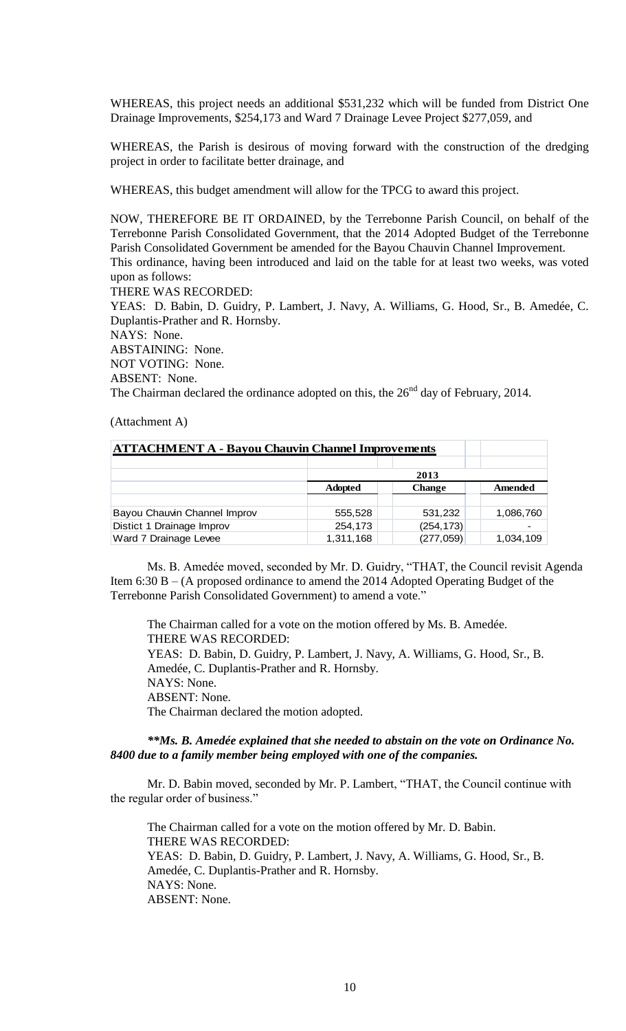WHEREAS, this project needs an additional $531,232 which will be funded from District One Drainage Improvements, $254,173 and Ward 7 Drainage Levee Project $277,059, and

WHEREAS, the Parish is desirous of moving forward with the construction of the dredging project in order to facilitate better drainage, and

WHEREAS, this budget amendment will allow for the TPCG to award this project.

NOW, THEREFORE BE IT ORDAINED, by the Terrebonne Parish Council, on behalf of the Terrebonne Parish Consolidated Government, that the 2014 Adopted Budget of the Terrebonne Parish Consolidated Government be amended for the Bayou Chauvin Channel Improvement.
This ordinance, having been introduced and laid on the table for at least two weeks, was voted upon as follows:
THERE WAS RECORDED:
YEAS: D. Babin, D. Guidry, P. Lambert, J. Navy, A. Williams, G. Hood, Sr., B. Amedée, C. Duplantis-Prather and R. Hornsby.
NAYS: None.
ABSTAINING: None.
NOT VOTING: None.
ABSENT: None.
The Chairman declared the ordinance adopted on this, the 26th day of February, 2014.

(Attachment A)

| **ATTACHMENT A - Bayou Chauvin Channel Improvements** | | | |
|---|---|---|---|
| | | **2013** | |
| | **Adopted** | **Change** | **Amended** |
| Bayou Chauvin Channel Improv | 555,528 | 531,232 | 1,086,760 |
| Distict 1 Drainage Improv | 254,173 | (254,173) | - |
| Ward 7 Drainage Levee | 1,311,168 | (277,059) | 1,034,109 |

Ms. B. Amedée moved, seconded by Mr. D. Guidry, "THAT, the Council revisit Agenda Item 6:30 B – (A proposed ordinance to amend the 2014 Adopted Operating Budget of the Terrebonne Parish Consolidated Government) to amend a vote."

The Chairman called for a vote on the motion offered by Ms. B. Amedée.
THERE WAS RECORDED:
YEAS: D. Babin, D. Guidry, P. Lambert, J. Navy, A. Williams, G. Hood, Sr., B. Amedée, C. Duplantis-Prather and R. Hornsby.
NAYS: None.
ABSENT: None.
The Chairman declared the motion adopted.

***\*\*Ms. B. Amedée explained that she needed to abstain on the vote on Ordinance No. 8400 due to a family member being employed with one of the companies.***

Mr. D. Babin moved, seconded by Mr. P. Lambert, "THAT, the Council continue with the regular order of business."

The Chairman called for a vote on the motion offered by Mr. D. Babin.
THERE WAS RECORDED:
YEAS: D. Babin, D. Guidry, P. Lambert, J. Navy, A. Williams, G. Hood, Sr., B. Amedée, C. Duplantis-Prather and R. Hornsby.
NAYS: None.
ABSENT: None.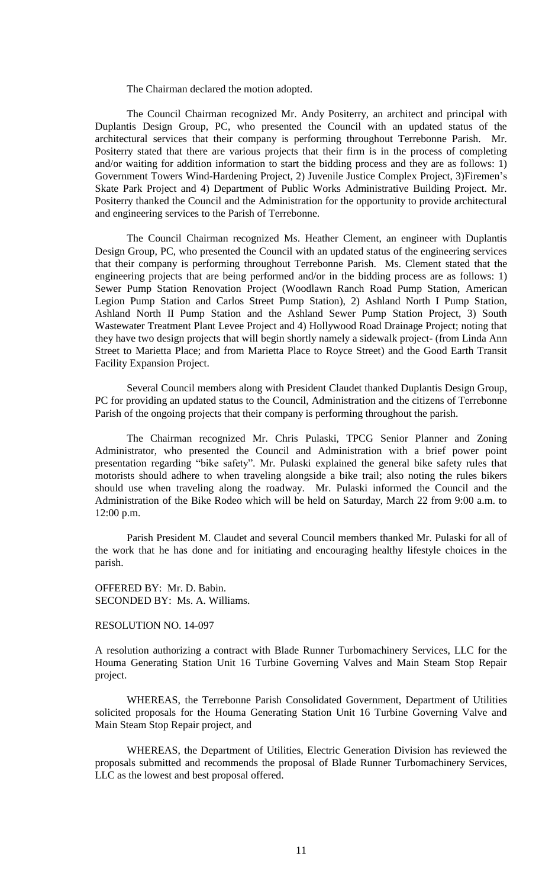The Chairman declared the motion adopted.

The Council Chairman recognized Mr. Andy Positerry, an architect and principal with Duplantis Design Group, PC, who presented the Council with an updated status of the architectural services that their company is performing throughout Terrebonne Parish. Mr. Positerry stated that there are various projects that their firm is in the process of completing and/or waiting for addition information to start the bidding process and they are as follows: 1) Government Towers Wind-Hardening Project, 2) Juvenile Justice Complex Project, 3)Firemen's Skate Park Project and 4) Department of Public Works Administrative Building Project. Mr. Positerry thanked the Council and the Administration for the opportunity to provide architectural and engineering services to the Parish of Terrebonne.

The Council Chairman recognized Ms. Heather Clement, an engineer with Duplantis Design Group, PC, who presented the Council with an updated status of the engineering services that their company is performing throughout Terrebonne Parish. Ms. Clement stated that the engineering projects that are being performed and/or in the bidding process are as follows: 1) Sewer Pump Station Renovation Project (Woodlawn Ranch Road Pump Station, American Legion Pump Station and Carlos Street Pump Station), 2) Ashland North I Pump Station, Ashland North II Pump Station and the Ashland Sewer Pump Station Project, 3) South Wastewater Treatment Plant Levee Project and 4) Hollywood Road Drainage Project; noting that they have two design projects that will begin shortly namely a sidewalk project- (from Linda Ann Street to Marietta Place; and from Marietta Place to Royce Street) and the Good Earth Transit Facility Expansion Project.

Several Council members along with President Claudet thanked Duplantis Design Group, PC for providing an updated status to the Council, Administration and the citizens of Terrebonne Parish of the ongoing projects that their company is performing throughout the parish.

The Chairman recognized Mr. Chris Pulaski, TPCG Senior Planner and Zoning Administrator, who presented the Council and Administration with a brief power point presentation regarding "bike safety". Mr. Pulaski explained the general bike safety rules that motorists should adhere to when traveling alongside a bike trail; also noting the rules bikers should use when traveling along the roadway. Mr. Pulaski informed the Council and the Administration of the Bike Rodeo which will be held on Saturday, March 22 from 9:00 a.m. to 12:00 p.m.

Parish President M. Claudet and several Council members thanked Mr. Pulaski for all of the work that he has done and for initiating and encouraging healthy lifestyle choices in the parish.

OFFERED BY: Mr. D. Babin.
SECONDED BY: Ms. A. Williams.

RESOLUTION NO. 14-097

A resolution authorizing a contract with Blade Runner Turbomachinery Services, LLC for the Houma Generating Station Unit 16 Turbine Governing Valves and Main Steam Stop Repair project.

WHEREAS, the Terrebonne Parish Consolidated Government, Department of Utilities solicited proposals for the Houma Generating Station Unit 16 Turbine Governing Valve and Main Steam Stop Repair project, and

WHEREAS, the Department of Utilities, Electric Generation Division has reviewed the proposals submitted and recommends the proposal of Blade Runner Turbomachinery Services, LLC as the lowest and best proposal offered.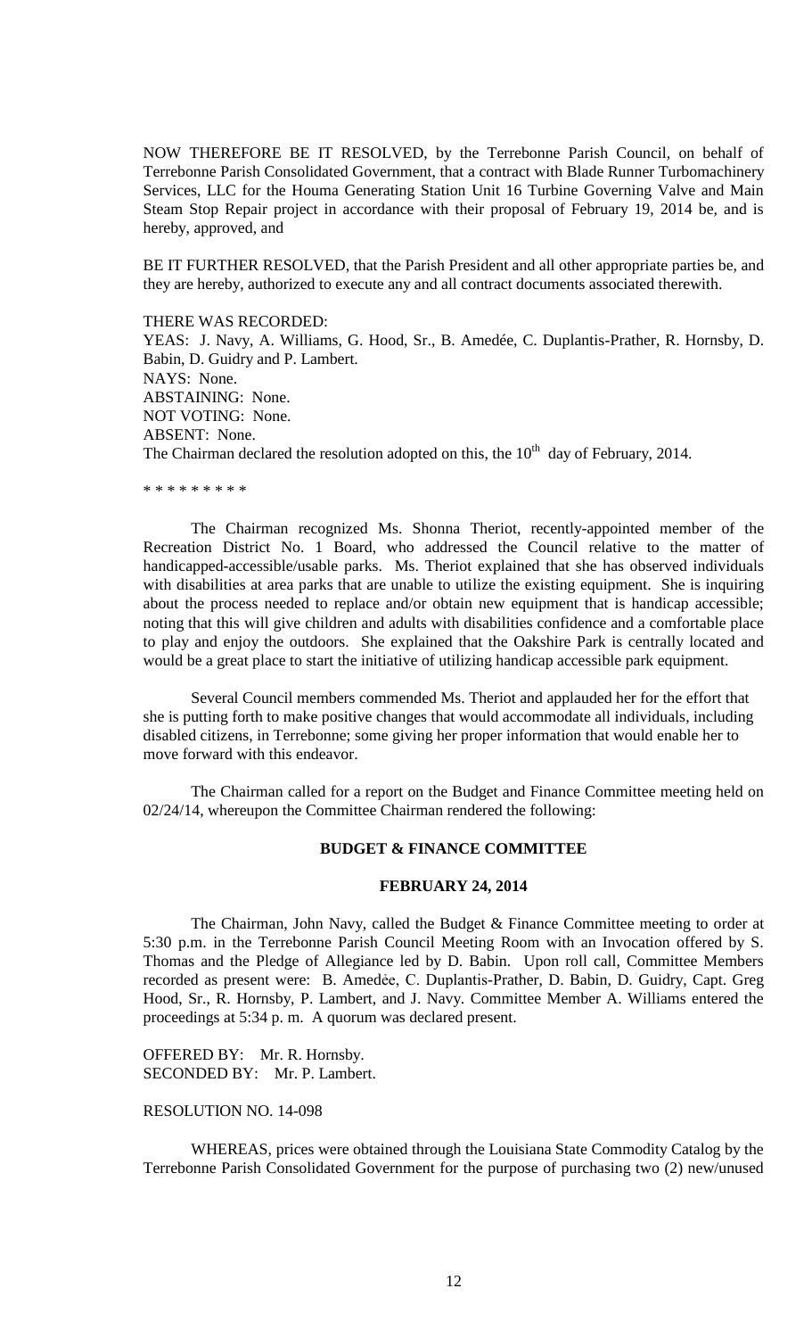NOW THEREFORE BE IT RESOLVED, by the Terrebonne Parish Council, on behalf of Terrebonne Parish Consolidated Government, that a contract with Blade Runner Turbomachinery Services, LLC for the Houma Generating Station Unit 16 Turbine Governing Valve and Main Steam Stop Repair project in accordance with their proposal of February 19, 2014 be, and is hereby, approved, and

BE IT FURTHER RESOLVED, that the Parish President and all other appropriate parties be, and they are hereby, authorized to execute any and all contract documents associated therewith.

THERE WAS RECORDED:
YEAS: J. Navy, A. Williams, G. Hood, Sr., B. Amedée, C. Duplantis-Prather, R. Hornsby, D. Babin, D. Guidry and P. Lambert.
NAYS: None.
ABSTAINING: None.
NOT VOTING: None.
ABSENT: None.
The Chairman declared the resolution adopted on this, the 10th day of February, 2014.

\* \* \* \* \* \* \* \* \*

The Chairman recognized Ms. Shonna Theriot, recently-appointed member of the Recreation District No. 1 Board, who addressed the Council relative to the matter of handicapped-accessible/usable parks. Ms. Theriot explained that she has observed individuals with disabilities at area parks that are unable to utilize the existing equipment. She is inquiring about the process needed to replace and/or obtain new equipment that is handicap accessible; noting that this will give children and adults with disabilities confidence and a comfortable place to play and enjoy the outdoors. She explained that the Oakshire Park is centrally located and would be a great place to start the initiative of utilizing handicap accessible park equipment.

Several Council members commended Ms. Theriot and applauded her for the effort that she is putting forth to make positive changes that would accommodate all individuals, including disabled citizens, in Terrebonne; some giving her proper information that would enable her to move forward with this endeavor.

The Chairman called for a report on the Budget and Finance Committee meeting held on 02/24/14, whereupon the Committee Chairman rendered the following:

**BUDGET & FINANCE COMMITTEE**

**FEBRUARY 24, 2014**

The Chairman, John Navy, called the Budget & Finance Committee meeting to order at 5:30 p.m. in the Terrebonne Parish Council Meeting Room with an Invocation offered by S. Thomas and the Pledge of Allegiance led by D. Babin. Upon roll call, Committee Members recorded as present were: B. Amedèe, C. Duplantis-Prather, D. Babin, D. Guidry, Capt. Greg Hood, Sr., R. Hornsby, P. Lambert, and J. Navy. Committee Member A. Williams entered the proceedings at 5:34 p. m. A quorum was declared present.

OFFERED BY: Mr. R. Hornsby.
SECONDED BY: Mr. P. Lambert.

RESOLUTION NO. 14-098

WHEREAS, prices were obtained through the Louisiana State Commodity Catalog by the Terrebonne Parish Consolidated Government for the purpose of purchasing two (2) new/unused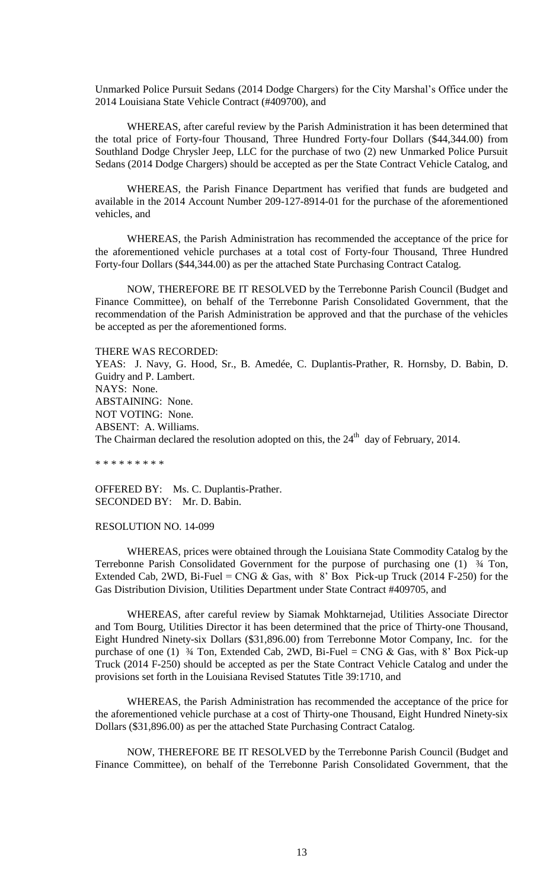Unmarked Police Pursuit Sedans (2014 Dodge Chargers) for the City Marshal's Office under the 2014 Louisiana State Vehicle Contract (#409700), and

WHEREAS, after careful review by the Parish Administration it has been determined that the total price of Forty-four Thousand, Three Hundred Forty-four Dollars ($44,344.00) from Southland Dodge Chrysler Jeep, LLC for the purchase of two (2) new Unmarked Police Pursuit Sedans (2014 Dodge Chargers) should be accepted as per the State Contract Vehicle Catalog, and

WHEREAS, the Parish Finance Department has verified that funds are budgeted and available in the 2014 Account Number 209-127-8914-01 for the purchase of the aforementioned vehicles, and

WHEREAS, the Parish Administration has recommended the acceptance of the price for the aforementioned vehicle purchases at a total cost of Forty-four Thousand, Three Hundred Forty-four Dollars ($44,344.00) as per the attached State Purchasing Contract Catalog.

NOW, THEREFORE BE IT RESOLVED by the Terrebonne Parish Council (Budget and Finance Committee), on behalf of the Terrebonne Parish Consolidated Government, that the recommendation of the Parish Administration be approved and that the purchase of the vehicles be accepted as per the aforementioned forms.

THERE WAS RECORDED:
YEAS: J. Navy, G. Hood, Sr., B. Amedée, C. Duplantis-Prather, R. Hornsby, D. Babin, D. Guidry and P. Lambert.
NAYS: None.
ABSTAINING: None.
NOT VOTING: None.
ABSENT: A. Williams.
The Chairman declared the resolution adopted on this, the 24th day of February, 2014.

* * * * * * * * *

OFFERED BY: Ms. C. Duplantis-Prather.
SECONDED BY: Mr. D. Babin.

RESOLUTION NO. 14-099

WHEREAS, prices were obtained through the Louisiana State Commodity Catalog by the Terrebonne Parish Consolidated Government for the purpose of purchasing one (1) ¾ Ton, Extended Cab, 2WD, Bi-Fuel = CNG & Gas, with 8' Box Pick-up Truck (2014 F-250) for the Gas Distribution Division, Utilities Department under State Contract #409705, and

WHEREAS, after careful review by Siamak Mohktarnejad, Utilities Associate Director and Tom Bourg, Utilities Director it has been determined that the price of Thirty-one Thousand, Eight Hundred Ninety-six Dollars ($31,896.00) from Terrebonne Motor Company, Inc. for the purchase of one (1) ¾ Ton, Extended Cab, 2WD, Bi-Fuel = CNG & Gas, with 8' Box Pick-up Truck (2014 F-250) should be accepted as per the State Contract Vehicle Catalog and under the provisions set forth in the Louisiana Revised Statutes Title 39:1710, and

WHEREAS, the Parish Administration has recommended the acceptance of the price for the aforementioned vehicle purchase at a cost of Thirty-one Thousand, Eight Hundred Ninety-six Dollars ($31,896.00) as per the attached State Purchasing Contract Catalog.

NOW, THEREFORE BE IT RESOLVED by the Terrebonne Parish Council (Budget and Finance Committee), on behalf of the Terrebonne Parish Consolidated Government, that the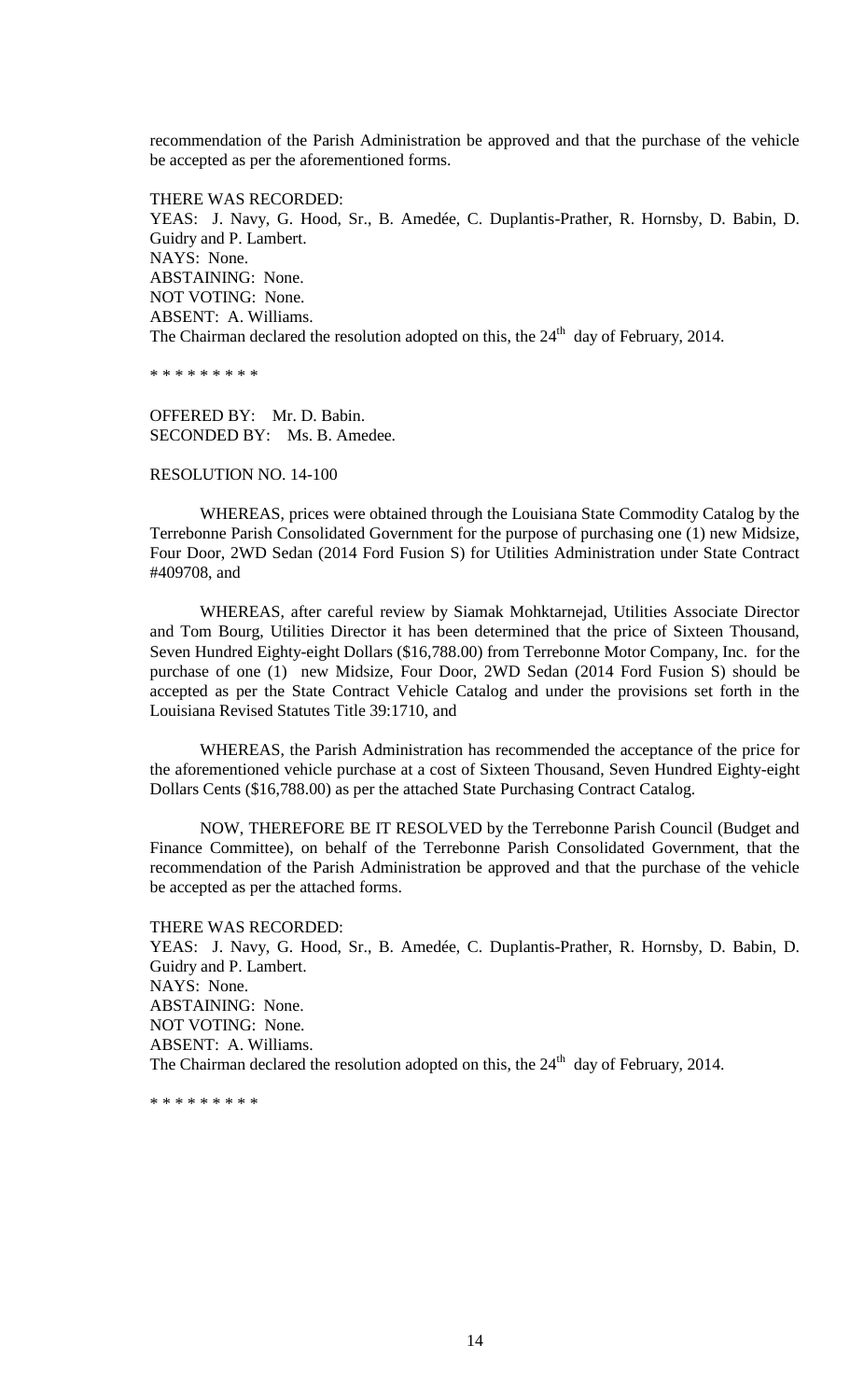recommendation of the Parish Administration be approved and that the purchase of the vehicle be accepted as per the aforementioned forms.

THERE WAS RECORDED:
YEAS: J. Navy, G. Hood, Sr., B. Amedée, C. Duplantis-Prather, R. Hornsby, D. Babin, D. Guidry and P. Lambert.
NAYS: None.
ABSTAINING: None.
NOT VOTING: None.
ABSENT: A. Williams.
The Chairman declared the resolution adopted on this, the 24th day of February, 2014.

\* \* \* \* \* \* \* \* \*

OFFERED BY: Mr. D. Babin.
SECONDED BY: Ms. B. Amedee.

RESOLUTION NO. 14-100

WHEREAS, prices were obtained through the Louisiana State Commodity Catalog by the Terrebonne Parish Consolidated Government for the purpose of purchasing one (1) new Midsize, Four Door, 2WD Sedan (2014 Ford Fusion S) for Utilities Administration under State Contract #409708, and

WHEREAS, after careful review by Siamak Mohktarnejad, Utilities Associate Director and Tom Bourg, Utilities Director it has been determined that the price of Sixteen Thousand, Seven Hundred Eighty-eight Dollars ($16,788.00) from Terrebonne Motor Company, Inc. for the purchase of one (1) new Midsize, Four Door, 2WD Sedan (2014 Ford Fusion S) should be accepted as per the State Contract Vehicle Catalog and under the provisions set forth in the Louisiana Revised Statutes Title 39:1710, and

WHEREAS, the Parish Administration has recommended the acceptance of the price for the aforementioned vehicle purchase at a cost of Sixteen Thousand, Seven Hundred Eighty-eight Dollars Cents ($16,788.00) as per the attached State Purchasing Contract Catalog.

NOW, THEREFORE BE IT RESOLVED by the Terrebonne Parish Council (Budget and Finance Committee), on behalf of the Terrebonne Parish Consolidated Government, that the recommendation of the Parish Administration be approved and that the purchase of the vehicle be accepted as per the attached forms.

THERE WAS RECORDED:
YEAS: J. Navy, G. Hood, Sr., B. Amedée, C. Duplantis-Prather, R. Hornsby, D. Babin, D. Guidry and P. Lambert.
NAYS: None.
ABSTAINING: None.
NOT VOTING: None.
ABSENT: A. Williams.
The Chairman declared the resolution adopted on this, the 24th day of February, 2014.

\* \* \* \* \* \* \* \* \*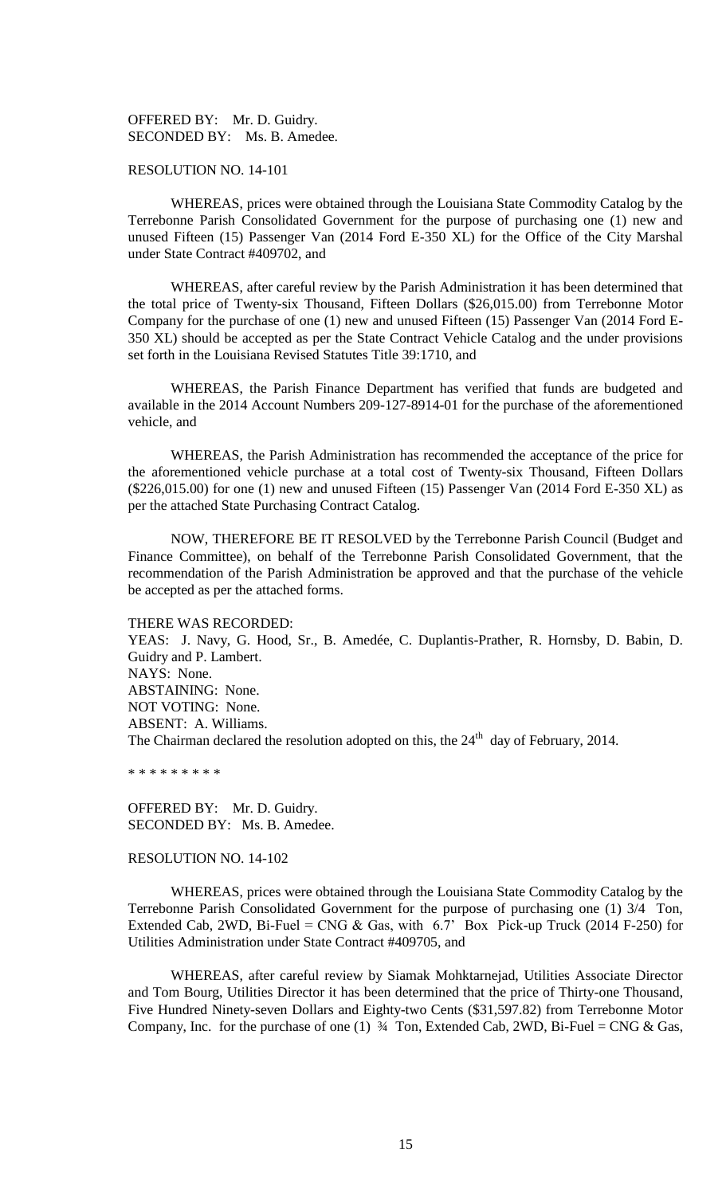OFFERED BY: Mr. D. Guidry.
SECONDED BY: Ms. B. Amedee.

RESOLUTION NO. 14-101

WHEREAS, prices were obtained through the Louisiana State Commodity Catalog by the Terrebonne Parish Consolidated Government for the purpose of purchasing one (1) new and unused Fifteen (15) Passenger Van (2014 Ford E-350 XL) for the Office of the City Marshal under State Contract #409702, and

WHEREAS, after careful review by the Parish Administration it has been determined that the total price of Twenty-six Thousand, Fifteen Dollars ($26,015.00) from Terrebonne Motor Company for the purchase of one (1) new and unused Fifteen (15) Passenger Van (2014 Ford E-350 XL) should be accepted as per the State Contract Vehicle Catalog and the under provisions set forth in the Louisiana Revised Statutes Title 39:1710, and

WHEREAS, the Parish Finance Department has verified that funds are budgeted and available in the 2014 Account Numbers 209-127-8914-01 for the purchase of the aforementioned vehicle, and

WHEREAS, the Parish Administration has recommended the acceptance of the price for the aforementioned vehicle purchase at a total cost of Twenty-six Thousand, Fifteen Dollars ($226,015.00) for one (1) new and unused Fifteen (15) Passenger Van (2014 Ford E-350 XL) as per the attached State Purchasing Contract Catalog.

NOW, THEREFORE BE IT RESOLVED by the Terrebonne Parish Council (Budget and Finance Committee), on behalf of the Terrebonne Parish Consolidated Government, that the recommendation of the Parish Administration be approved and that the purchase of the vehicle be accepted as per the attached forms.

THERE WAS RECORDED:
YEAS: J. Navy, G. Hood, Sr., B. Amedée, C. Duplantis-Prather, R. Hornsby, D. Babin, D. Guidry and P. Lambert.
NAYS: None.
ABSTAINING: None.
NOT VOTING: None.
ABSENT: A. Williams.
The Chairman declared the resolution adopted on this, the 24th day of February, 2014.

* * * * * * * * *

OFFERED BY: Mr. D. Guidry.
SECONDED BY: Ms. B. Amedee.

RESOLUTION NO. 14-102

WHEREAS, prices were obtained through the Louisiana State Commodity Catalog by the Terrebonne Parish Consolidated Government for the purpose of purchasing one (1) 3/4 Ton, Extended Cab, 2WD, Bi-Fuel = CNG & Gas, with 6.7' Box Pick-up Truck (2014 F-250) for Utilities Administration under State Contract #409705, and

WHEREAS, after careful review by Siamak Mohktarnejad, Utilities Associate Director and Tom Bourg, Utilities Director it has been determined that the price of Thirty-one Thousand, Five Hundred Ninety-seven Dollars and Eighty-two Cents ($31,597.82) from Terrebonne Motor Company, Inc. for the purchase of one (1) ¾ Ton, Extended Cab, 2WD, Bi-Fuel = CNG & Gas,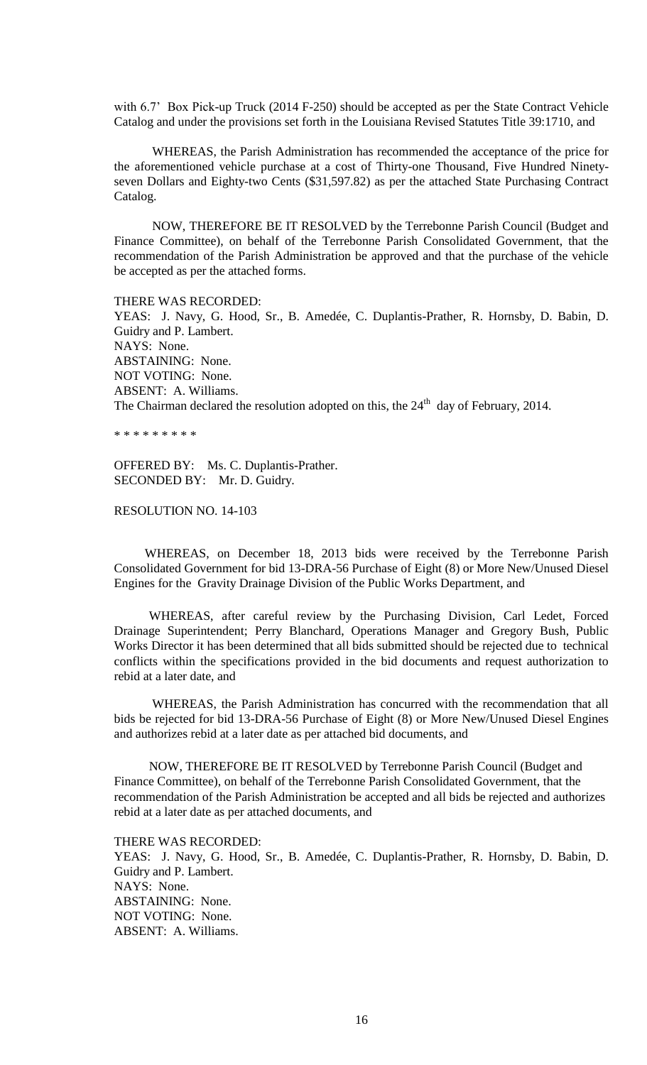with 6.7' Box Pick-up Truck (2014 F-250) should be accepted as per the State Contract Vehicle Catalog and under the provisions set forth in the Louisiana Revised Statutes Title 39:1710, and

WHEREAS, the Parish Administration has recommended the acceptance of the price for the aforementioned vehicle purchase at a cost of Thirty-one Thousand, Five Hundred Ninety-seven Dollars and Eighty-two Cents ($31,597.82) as per the attached State Purchasing Contract Catalog.

NOW, THEREFORE BE IT RESOLVED by the Terrebonne Parish Council (Budget and Finance Committee), on behalf of the Terrebonne Parish Consolidated Government, that the recommendation of the Parish Administration be approved and that the purchase of the vehicle be accepted as per the attached forms.

THERE WAS RECORDED:
YEAS: J. Navy, G. Hood, Sr., B. Amedée, C. Duplantis-Prather, R. Hornsby, D. Babin, D. Guidry and P. Lambert.
NAYS: None.
ABSTAINING: None.
NOT VOTING: None.
ABSENT: A. Williams.
The Chairman declared the resolution adopted on this, the 24th day of February, 2014.

\* \* \* \* \* \* \* \* \*

OFFERED BY: Ms. C. Duplantis-Prather.
SECONDED BY: Mr. D. Guidry.

RESOLUTION NO. 14-103

WHEREAS, on December 18, 2013 bids were received by the Terrebonne Parish Consolidated Government for bid 13-DRA-56 Purchase of Eight (8) or More New/Unused Diesel Engines for the Gravity Drainage Division of the Public Works Department, and

WHEREAS, after careful review by the Purchasing Division, Carl Ledet, Forced Drainage Superintendent; Perry Blanchard, Operations Manager and Gregory Bush, Public Works Director it has been determined that all bids submitted should be rejected due to technical conflicts within the specifications provided in the bid documents and request authorization to rebid at a later date, and

WHEREAS, the Parish Administration has concurred with the recommendation that all bids be rejected for bid 13-DRA-56 Purchase of Eight (8) or More New/Unused Diesel Engines and authorizes rebid at a later date as per attached bid documents, and

NOW, THEREFORE BE IT RESOLVED by Terrebonne Parish Council (Budget and Finance Committee), on behalf of the Terrebonne Parish Consolidated Government, that the recommendation of the Parish Administration be accepted and all bids be rejected and authorizes rebid at a later date as per attached documents, and

THERE WAS RECORDED:
YEAS: J. Navy, G. Hood, Sr., B. Amedée, C. Duplantis-Prather, R. Hornsby, D. Babin, D. Guidry and P. Lambert.
NAYS: None.
ABSTAINING: None.
NOT VOTING: None.
ABSENT: A. Williams.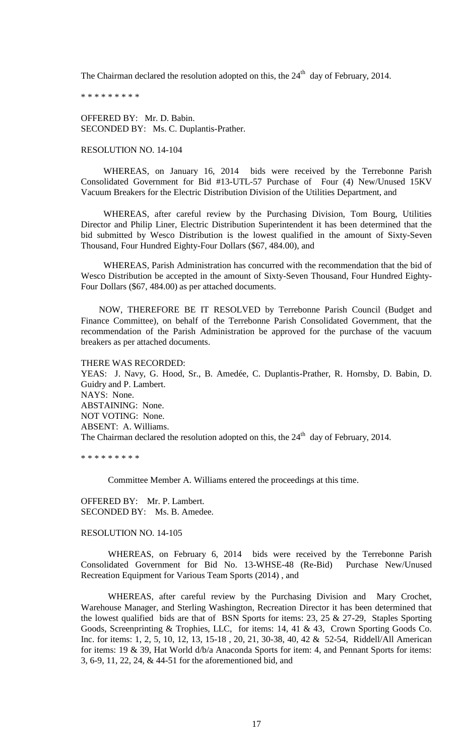The Chairman declared the resolution adopted on this, the 24th day of February, 2014.

* * * * * * * * *

OFFERED BY: Mr. D. Babin.
SECONDED BY: Ms. C. Duplantis-Prather.

RESOLUTION NO. 14-104

WHEREAS, on January 16, 2014 bids were received by the Terrebonne Parish Consolidated Government for Bid #13-UTL-57 Purchase of Four (4) New/Unused 15KV Vacuum Breakers for the Electric Distribution Division of the Utilities Department, and

WHEREAS, after careful review by the Purchasing Division, Tom Bourg, Utilities Director and Philip Liner, Electric Distribution Superintendent it has been determined that the bid submitted by Wesco Distribution is the lowest qualified in the amount of Sixty-Seven Thousand, Four Hundred Eighty-Four Dollars ($67, 484.00), and

WHEREAS, Parish Administration has concurred with the recommendation that the bid of Wesco Distribution be accepted in the amount of Sixty-Seven Thousand, Four Hundred Eighty-Four Dollars ($67, 484.00) as per attached documents.

NOW, THEREFORE BE IT RESOLVED by Terrebonne Parish Council (Budget and Finance Committee), on behalf of the Terrebonne Parish Consolidated Government, that the recommendation of the Parish Administration be approved for the purchase of the vacuum breakers as per attached documents.

THERE WAS RECORDED:
YEAS: J. Navy, G. Hood, Sr., B. Amedée, C. Duplantis-Prather, R. Hornsby, D. Babin, D. Guidry and P. Lambert.
NAYS: None.
ABSTAINING: None.
NOT VOTING: None.
ABSENT: A. Williams.
The Chairman declared the resolution adopted on this, the 24th day of February, 2014.

* * * * * * * * *

Committee Member A. Williams entered the proceedings at this time.

OFFERED BY: Mr. P. Lambert.
SECONDED BY: Ms. B. Amedee.

RESOLUTION NO. 14-105

WHEREAS, on February 6, 2014 bids were received by the Terrebonne Parish Consolidated Government for Bid No. 13-WHSE-48 (Re-Bid) Purchase New/Unused Recreation Equipment for Various Team Sports (2014) , and

WHEREAS, after careful review by the Purchasing Division and Mary Crochet, Warehouse Manager, and Sterling Washington, Recreation Director it has been determined that the lowest qualified bids are that of BSN Sports for items: 23, 25 & 27-29, Staples Sporting Goods, Screenprinting & Trophies, LLC, for items: 14, 41 & 43, Crown Sporting Goods Co. Inc. for items: 1, 2, 5, 10, 12, 13, 15-18 , 20, 21, 30-38, 40, 42 & 52-54, Riddell/All American for items: 19 & 39, Hat World d/b/a Anaconda Sports for item: 4, and Pennant Sports for items: 3, 6-9, 11, 22, 24, & 44-51 for the aforementioned bid, and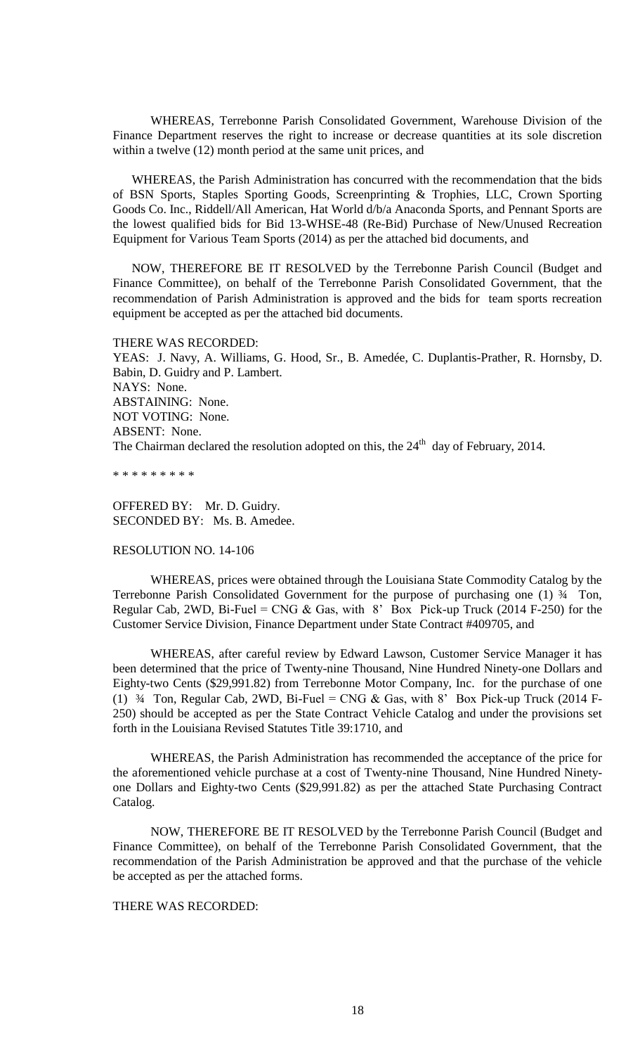WHEREAS, Terrebonne Parish Consolidated Government, Warehouse Division of the Finance Department reserves the right to increase or decrease quantities at its sole discretion within a twelve (12) month period at the same unit prices, and

WHEREAS, the Parish Administration has concurred with the recommendation that the bids of BSN Sports, Staples Sporting Goods, Screenprinting & Trophies, LLC, Crown Sporting Goods Co. Inc., Riddell/All American, Hat World d/b/a Anaconda Sports, and Pennant Sports are the lowest qualified bids for Bid 13-WHSE-48 (Re-Bid) Purchase of New/Unused Recreation Equipment for Various Team Sports (2014) as per the attached bid documents, and

NOW, THEREFORE BE IT RESOLVED by the Terrebonne Parish Council (Budget and Finance Committee), on behalf of the Terrebonne Parish Consolidated Government, that the recommendation of Parish Administration is approved and the bids for team sports recreation equipment be accepted as per the attached bid documents.

THERE WAS RECORDED:
YEAS: J. Navy, A. Williams, G. Hood, Sr., B. Amedée, C. Duplantis-Prather, R. Hornsby, D. Babin, D. Guidry and P. Lambert.
NAYS: None.
ABSTAINING: None.
NOT VOTING: None.
ABSENT: None.
The Chairman declared the resolution adopted on this, the 24th day of February, 2014.

* * * * * * * * *

OFFERED BY: Mr. D. Guidry.
SECONDED BY: Ms. B. Amedee.

RESOLUTION NO. 14-106

WHEREAS, prices were obtained through the Louisiana State Commodity Catalog by the Terrebonne Parish Consolidated Government for the purpose of purchasing one (1) ¾ Ton, Regular Cab, 2WD, Bi-Fuel = CNG & Gas, with 8' Box Pick-up Truck (2014 F-250) for the Customer Service Division, Finance Department under State Contract #409705, and

WHEREAS, after careful review by Edward Lawson, Customer Service Manager it has been determined that the price of Twenty-nine Thousand, Nine Hundred Ninety-one Dollars and Eighty-two Cents ($29,991.82) from Terrebonne Motor Company, Inc. for the purchase of one (1) ¾ Ton, Regular Cab, 2WD, Bi-Fuel = CNG & Gas, with 8' Box Pick-up Truck (2014 F-250) should be accepted as per the State Contract Vehicle Catalog and under the provisions set forth in the Louisiana Revised Statutes Title 39:1710, and

WHEREAS, the Parish Administration has recommended the acceptance of the price for the aforementioned vehicle purchase at a cost of Twenty-nine Thousand, Nine Hundred Ninety-one Dollars and Eighty-two Cents ($29,991.82) as per the attached State Purchasing Contract Catalog.

NOW, THEREFORE BE IT RESOLVED by the Terrebonne Parish Council (Budget and Finance Committee), on behalf of the Terrebonne Parish Consolidated Government, that the recommendation of the Parish Administration be approved and that the purchase of the vehicle be accepted as per the attached forms.

THERE WAS RECORDED: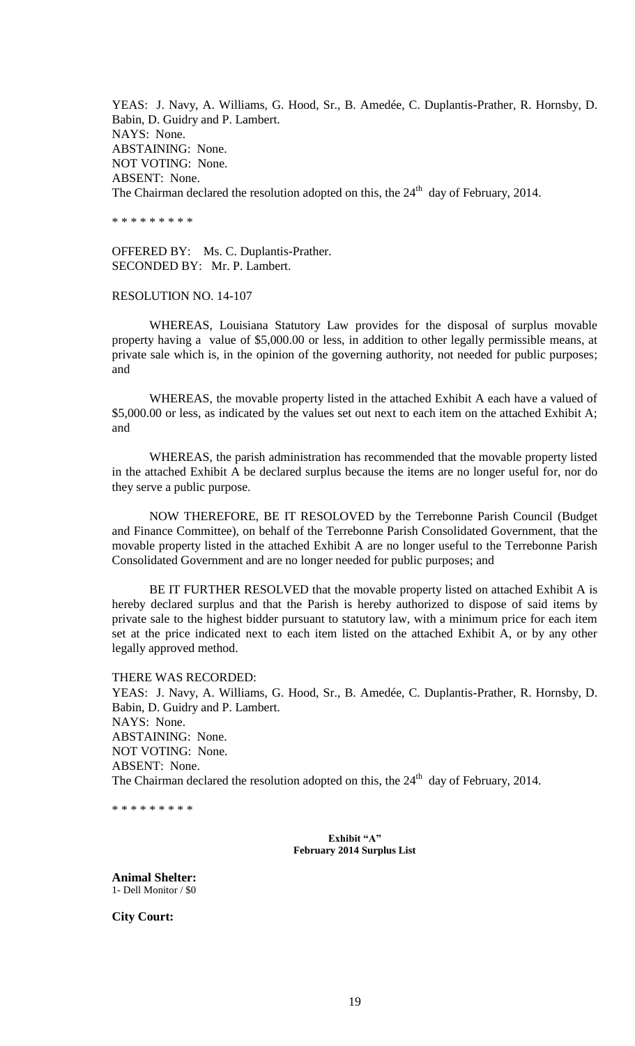YEAS: J. Navy, A. Williams, G. Hood, Sr., B. Amedée, C. Duplantis-Prather, R. Hornsby, D. Babin, D. Guidry and P. Lambert.
NAYS: None.
ABSTAINING: None.
NOT VOTING: None.
ABSENT: None.
The Chairman declared the resolution adopted on this, the 24th day of February, 2014.

\* \* \* \* \* \* \* \* \*

OFFERED BY: Ms. C. Duplantis-Prather.
SECONDED BY: Mr. P. Lambert.

RESOLUTION NO. 14-107

WHEREAS, Louisiana Statutory Law provides for the disposal of surplus movable property having a value of $5,000.00 or less, in addition to other legally permissible means, at private sale which is, in the opinion of the governing authority, not needed for public purposes; and

WHEREAS, the movable property listed in the attached Exhibit A each have a valued of $5,000.00 or less, as indicated by the values set out next to each item on the attached Exhibit A; and

WHEREAS, the parish administration has recommended that the movable property listed in the attached Exhibit A be declared surplus because the items are no longer useful for, nor do they serve a public purpose.

NOW THEREFORE, BE IT RESOLOVED by the Terrebonne Parish Council (Budget and Finance Committee), on behalf of the Terrebonne Parish Consolidated Government, that the movable property listed in the attached Exhibit A are no longer useful to the Terrebonne Parish Consolidated Government and are no longer needed for public purposes; and

BE IT FURTHER RESOLVED that the movable property listed on attached Exhibit A is hereby declared surplus and that the Parish is hereby authorized to dispose of said items by private sale to the highest bidder pursuant to statutory law, with a minimum price for each item set at the price indicated next to each item listed on the attached Exhibit A, or by any other legally approved method.

THERE WAS RECORDED:
YEAS: J. Navy, A. Williams, G. Hood, Sr., B. Amedée, C. Duplantis-Prather, R. Hornsby, D. Babin, D. Guidry and P. Lambert.
NAYS: None.
ABSTAINING: None.
NOT VOTING: None.
ABSENT: None.
The Chairman declared the resolution adopted on this, the 24th day of February, 2014.

\* \* \* \* \* \* \* \* \*

**Exhibit "A"**
**February 2014 Surplus List**

**Animal Shelter:**
1- Dell Monitor / $0

**City Court:**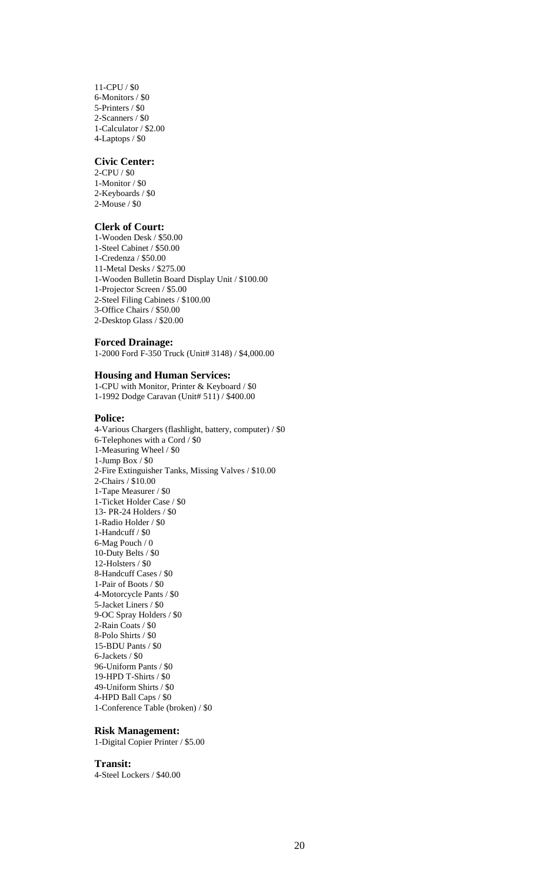11-CPU / $0
6-Monitors / $0
5-Printers / $0
2-Scanners / $0
1-Calculator / $2.00
4-Laptops / $0

**Civic Center:**

2-CPU / $0
1-Monitor / $0
2-Keyboards / $0
2-Mouse / $0

**Clerk of Court:**

1-Wooden Desk / $50.00
1-Steel Cabinet / $50.00
1-Credenza / $50.00
11-Metal Desks / $275.00
1-Wooden Bulletin Board Display Unit / $100.00
1-Projector Screen / $5.00
2-Steel Filing Cabinets / $100.00
3-Office Chairs / $50.00
2-Desktop Glass / $20.00

**Forced Drainage:**

1-2000 Ford F-350 Truck (Unit# 3148) / $4,000.00

**Housing and Human Services:**

1-CPU with Monitor, Printer & Keyboard / $0
1-1992 Dodge Caravan (Unit# 511) / $400.00

**Police:**

4-Various Chargers (flashlight, battery, computer) / $0
6-Telephones with a Cord / $0
1-Measuring Wheel / $0
1-Jump Box / $0
2-Fire Extinguisher Tanks, Missing Valves / $10.00
2-Chairs / $10.00
1-Tape Measurer / $0
1-Ticket Holder Case / $0
13- PR-24 Holders / $0
1-Radio Holder / $0
1-Handcuff / $0
6-Mag Pouch / 0
10-Duty Belts / $0
12-Holsters / $0
8-Handcuff Cases / $0
1-Pair of Boots / $0
4-Motorcycle Pants / $0
5-Jacket Liners / $0
9-OC Spray Holders / $0
2-Rain Coats / $0
8-Polo Shirts / $0
15-BDU Pants / $0
6-Jackets / $0
96-Uniform Pants / $0
19-HPD T-Shirts / $0
49-Uniform Shirts / $0
4-HPD Ball Caps / $0
1-Conference Table (broken) / $0

**Risk Management:**

1-Digital Copier Printer / $5.00

**Transit:**

4-Steel Lockers / $40.00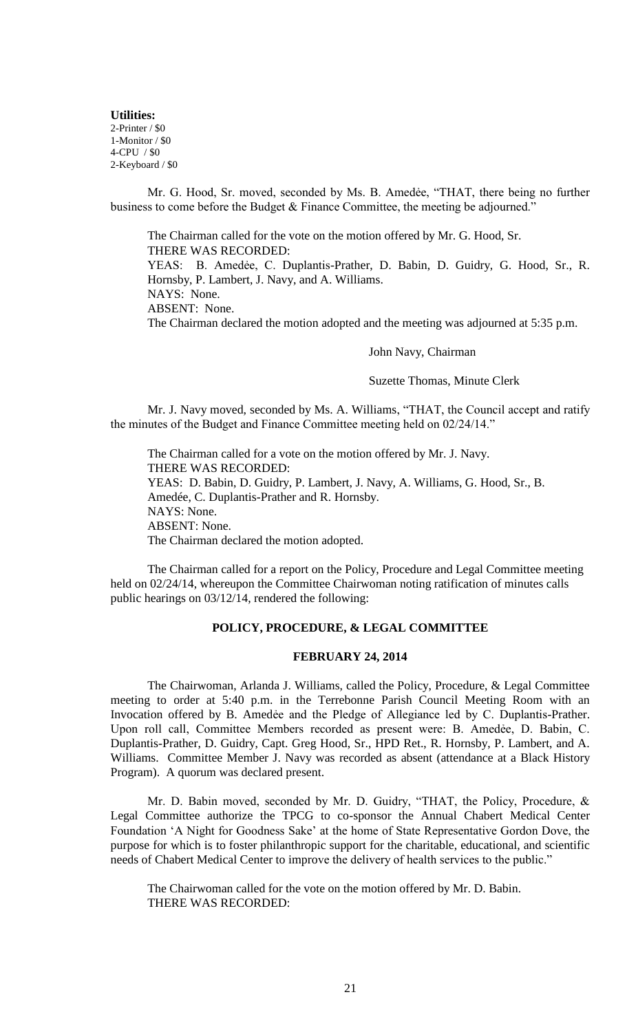**Utilities:**
2-Printer / $0
1-Monitor / $0
4-CPU / $0
2-Keyboard / $0

Mr. G. Hood, Sr. moved, seconded by Ms. B. Amedẻe, "THAT, there being no further business to come before the Budget & Finance Committee, the meeting be adjourned."

The Chairman called for the vote on the motion offered by Mr. G. Hood, Sr.
THERE WAS RECORDED:
YEAS: B. Amedẻe, C. Duplantis-Prather, D. Babin, D. Guidry, G. Hood, Sr., R. Hornsby, P. Lambert, J. Navy, and A. Williams.
NAYS: None.
ABSENT: None.
The Chairman declared the motion adopted and the meeting was adjourned at 5:35 p.m.

John Navy, Chairman

Suzette Thomas, Minute Clerk

Mr. J. Navy moved, seconded by Ms. A. Williams, "THAT, the Council accept and ratify the minutes of the Budget and Finance Committee meeting held on 02/24/14."

The Chairman called for a vote on the motion offered by Mr. J. Navy.
THERE WAS RECORDED:
YEAS: D. Babin, D. Guidry, P. Lambert, J. Navy, A. Williams, G. Hood, Sr., B. Amedée, C. Duplantis-Prather and R. Hornsby.
NAYS: None.
ABSENT: None.
The Chairman declared the motion adopted.

The Chairman called for a report on the Policy, Procedure and Legal Committee meeting held on 02/24/14, whereupon the Committee Chairwoman noting ratification of minutes calls public hearings on 03/12/14, rendered the following:

## POLICY, PROCEDURE, & LEGAL COMMITTEE

## FEBRUARY 24, 2014

The Chairwoman, Arlanda J. Williams, called the Policy, Procedure, & Legal Committee meeting to order at 5:40 p.m. in the Terrebonne Parish Council Meeting Room with an Invocation offered by B. Amedẻe and the Pledge of Allegiance led by C. Duplantis-Prather. Upon roll call, Committee Members recorded as present were: B. Amedẻe, D. Babin, C. Duplantis-Prather, D. Guidry, Capt. Greg Hood, Sr., HPD Ret., R. Hornsby, P. Lambert, and A. Williams. Committee Member J. Navy was recorded as absent (attendance at a Black History Program). A quorum was declared present.

Mr. D. Babin moved, seconded by Mr. D. Guidry, "THAT, the Policy, Procedure, & Legal Committee authorize the TPCG to co-sponsor the Annual Chabert Medical Center Foundation 'A Night for Goodness Sake' at the home of State Representative Gordon Dove, the purpose for which is to foster philanthropic support for the charitable, educational, and scientific needs of Chabert Medical Center to improve the delivery of health services to the public."

The Chairwoman called for the vote on the motion offered by Mr. D. Babin.
THERE WAS RECORDED: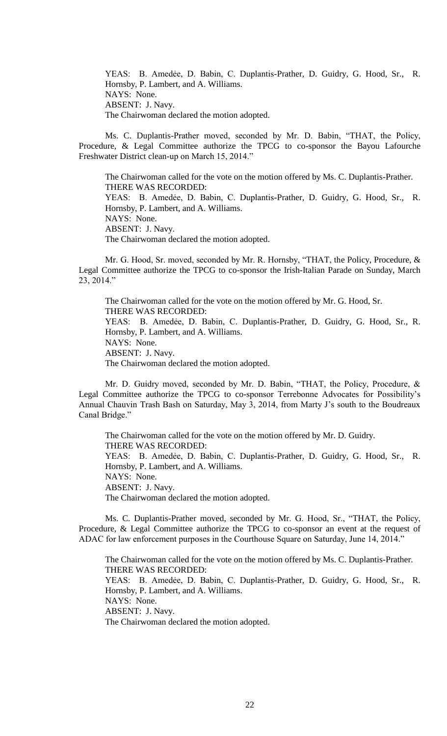YEAS: B. Amedẻe, D. Babin, C. Duplantis-Prather, D. Guidry, G. Hood, Sr., R. Hornsby, P. Lambert, and A. Williams.
NAYS: None.
ABSENT: J. Navy.
The Chairwoman declared the motion adopted.

Ms. C. Duplantis-Prather moved, seconded by Mr. D. Babin, "THAT, the Policy, Procedure, & Legal Committee authorize the TPCG to co-sponsor the Bayou Lafourche Freshwater District clean-up on March 15, 2014."

The Chairwoman called for the vote on the motion offered by Ms. C. Duplantis-Prather.
THERE WAS RECORDED:
YEAS: B. Amedẻe, D. Babin, C. Duplantis-Prather, D. Guidry, G. Hood, Sr., R. Hornsby, P. Lambert, and A. Williams.
NAYS: None.
ABSENT: J. Navy.
The Chairwoman declared the motion adopted.

Mr. G. Hood, Sr. moved, seconded by Mr. R. Hornsby, "THAT, the Policy, Procedure, & Legal Committee authorize the TPCG to co-sponsor the Irish-Italian Parade on Sunday, March 23, 2014."

The Chairwoman called for the vote on the motion offered by Mr. G. Hood, Sr.
THERE WAS RECORDED:
YEAS: B. Amedẻe, D. Babin, C. Duplantis-Prather, D. Guidry, G. Hood, Sr., R. Hornsby, P. Lambert, and A. Williams.
NAYS: None.
ABSENT: J. Navy.
The Chairwoman declared the motion adopted.

Mr. D. Guidry moved, seconded by Mr. D. Babin, "THAT, the Policy, Procedure, & Legal Committee authorize the TPCG to co-sponsor Terrebonne Advocates for Possibility's Annual Chauvin Trash Bash on Saturday, May 3, 2014, from Marty J's south to the Boudreaux Canal Bridge."

The Chairwoman called for the vote on the motion offered by Mr. D. Guidry.
THERE WAS RECORDED:
YEAS: B. Amedẻe, D. Babin, C. Duplantis-Prather, D. Guidry, G. Hood, Sr., R. Hornsby, P. Lambert, and A. Williams.
NAYS: None.
ABSENT: J. Navy.
The Chairwoman declared the motion adopted.

Ms. C. Duplantis-Prather moved, seconded by Mr. G. Hood, Sr., "THAT, the Policy, Procedure, & Legal Committee authorize the TPCG to co-sponsor an event at the request of ADAC for law enforcement purposes in the Courthouse Square on Saturday, June 14, 2014."

The Chairwoman called for the vote on the motion offered by Ms. C. Duplantis-Prather.
THERE WAS RECORDED:
YEAS: B. Amedẻe, D. Babin, C. Duplantis-Prather, D. Guidry, G. Hood, Sr., R. Hornsby, P. Lambert, and A. Williams.
NAYS: None.
ABSENT: J. Navy.
The Chairwoman declared the motion adopted.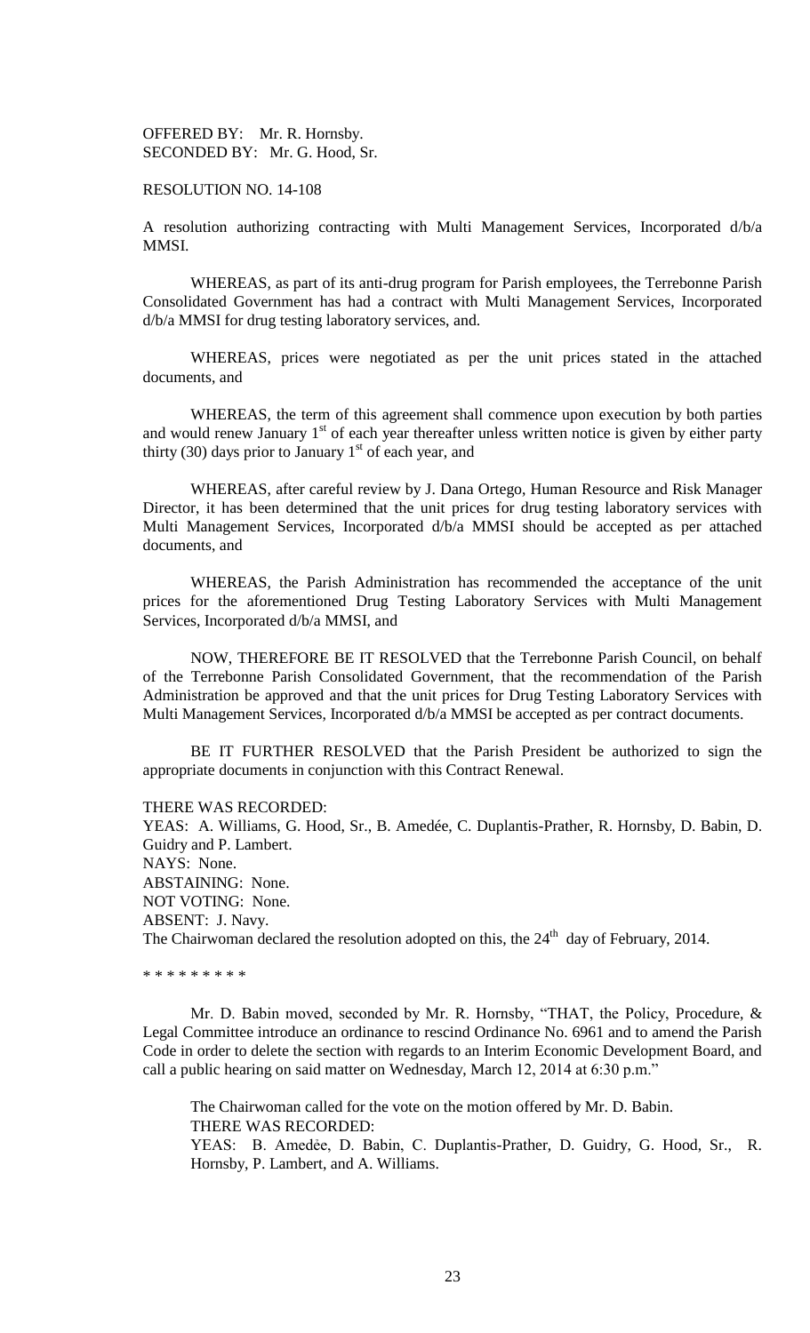OFFERED BY: Mr. R. Hornsby.
SECONDED BY: Mr. G. Hood, Sr.

RESOLUTION NO. 14-108

A resolution authorizing contracting with Multi Management Services, Incorporated d/b/a MMSI.

WHEREAS, as part of its anti-drug program for Parish employees, the Terrebonne Parish Consolidated Government has had a contract with Multi Management Services, Incorporated d/b/a MMSI for drug testing laboratory services, and.

WHEREAS, prices were negotiated as per the unit prices stated in the attached documents, and

WHEREAS, the term of this agreement shall commence upon execution by both parties and would renew January 1st of each year thereafter unless written notice is given by either party thirty (30) days prior to January 1st of each year, and

WHEREAS, after careful review by J. Dana Ortego, Human Resource and Risk Manager Director, it has been determined that the unit prices for drug testing laboratory services with Multi Management Services, Incorporated d/b/a MMSI should be accepted as per attached documents, and

WHEREAS, the Parish Administration has recommended the acceptance of the unit prices for the aforementioned Drug Testing Laboratory Services with Multi Management Services, Incorporated d/b/a MMSI, and

NOW, THEREFORE BE IT RESOLVED that the Terrebonne Parish Council, on behalf of the Terrebonne Parish Consolidated Government, that the recommendation of the Parish Administration be approved and that the unit prices for Drug Testing Laboratory Services with Multi Management Services, Incorporated d/b/a MMSI be accepted as per contract documents.

BE IT FURTHER RESOLVED that the Parish President be authorized to sign the appropriate documents in conjunction with this Contract Renewal.

THERE WAS RECORDED:
YEAS: A. Williams, G. Hood, Sr., B. Amedée, C. Duplantis-Prather, R. Hornsby, D. Babin, D. Guidry and P. Lambert.
NAYS: None.
ABSTAINING: None.
NOT VOTING: None.
ABSENT: J. Navy.
The Chairwoman declared the resolution adopted on this, the 24th day of February, 2014.

* * * * * * * * *

Mr. D. Babin moved, seconded by Mr. R. Hornsby, "THAT, the Policy, Procedure, & Legal Committee introduce an ordinance to rescind Ordinance No. 6961 and to amend the Parish Code in order to delete the section with regards to an Interim Economic Development Board, and call a public hearing on said matter on Wednesday, March 12, 2014 at 6:30 p.m."

The Chairwoman called for the vote on the motion offered by Mr. D. Babin.
THERE WAS RECORDED:
YEAS: B. Amedẻe, D. Babin, C. Duplantis-Prather, D. Guidry, G. Hood, Sr., R. Hornsby, P. Lambert, and A. Williams.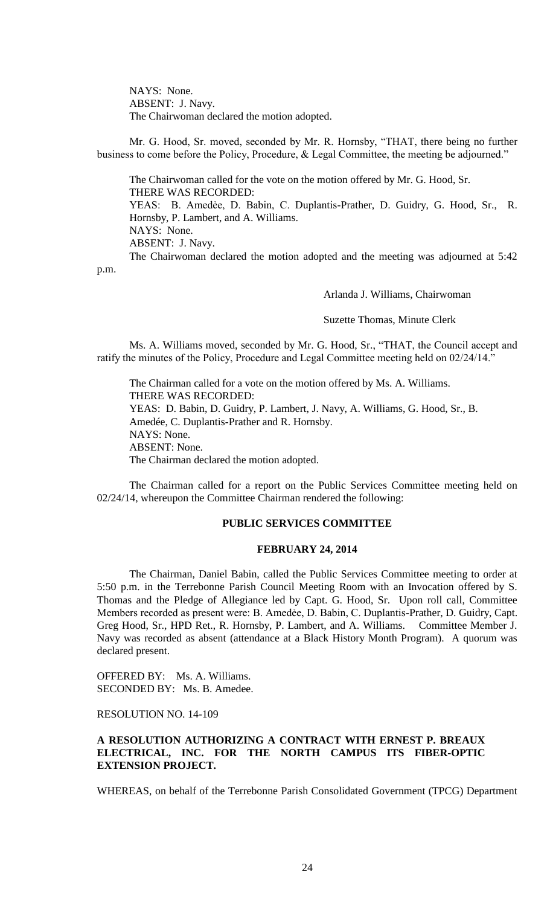NAYS: None.
ABSENT: J. Navy.
The Chairwoman declared the motion adopted.

Mr. G. Hood, Sr. moved, seconded by Mr. R. Hornsby, "THAT, there being no further business to come before the Policy, Procedure, & Legal Committee, the meeting be adjourned."

The Chairwoman called for the vote on the motion offered by Mr. G. Hood, Sr.
THERE WAS RECORDED:
YEAS: B. Amedée, D. Babin, C. Duplantis-Prather, D. Guidry, G. Hood, Sr., R. Hornsby, P. Lambert, and A. Williams.
NAYS: None.
ABSENT: J. Navy.
The Chairwoman declared the motion adopted and the meeting was adjourned at 5:42 p.m.

Arlanda J. Williams, Chairwoman

Suzette Thomas, Minute Clerk

Ms. A. Williams moved, seconded by Mr. G. Hood, Sr., "THAT, the Council accept and ratify the minutes of the Policy, Procedure and Legal Committee meeting held on 02/24/14."

The Chairman called for a vote on the motion offered by Ms. A. Williams.
THERE WAS RECORDED:
YEAS: D. Babin, D. Guidry, P. Lambert, J. Navy, A. Williams, G. Hood, Sr., B. Amedée, C. Duplantis-Prather and R. Hornsby.
NAYS: None.
ABSENT: None.
The Chairman declared the motion adopted.

The Chairman called for a report on the Public Services Committee meeting held on 02/24/14, whereupon the Committee Chairman rendered the following:

**PUBLIC SERVICES COMMITTEE**

**FEBRUARY 24, 2014**

The Chairman, Daniel Babin, called the Public Services Committee meeting to order at 5:50 p.m. in the Terrebonne Parish Council Meeting Room with an Invocation offered by S. Thomas and the Pledge of Allegiance led by Capt. G. Hood, Sr. Upon roll call, Committee Members recorded as present were: B. Amedẻe, D. Babin, C. Duplantis-Prather, D. Guidry, Capt. Greg Hood, Sr., HPD Ret., R. Hornsby, P. Lambert, and A. Williams. Committee Member J. Navy was recorded as absent (attendance at a Black History Month Program). A quorum was declared present.

OFFERED BY: Ms. A. Williams.
SECONDED BY: Ms. B. Amedee.

RESOLUTION NO. 14-109

**A RESOLUTION AUTHORIZING A CONTRACT WITH ERNEST P. BREAUX ELECTRICAL, INC. FOR THE NORTH CAMPUS ITS FIBER-OPTIC EXTENSION PROJECT.**

WHEREAS, on behalf of the Terrebonne Parish Consolidated Government (TPCG) Department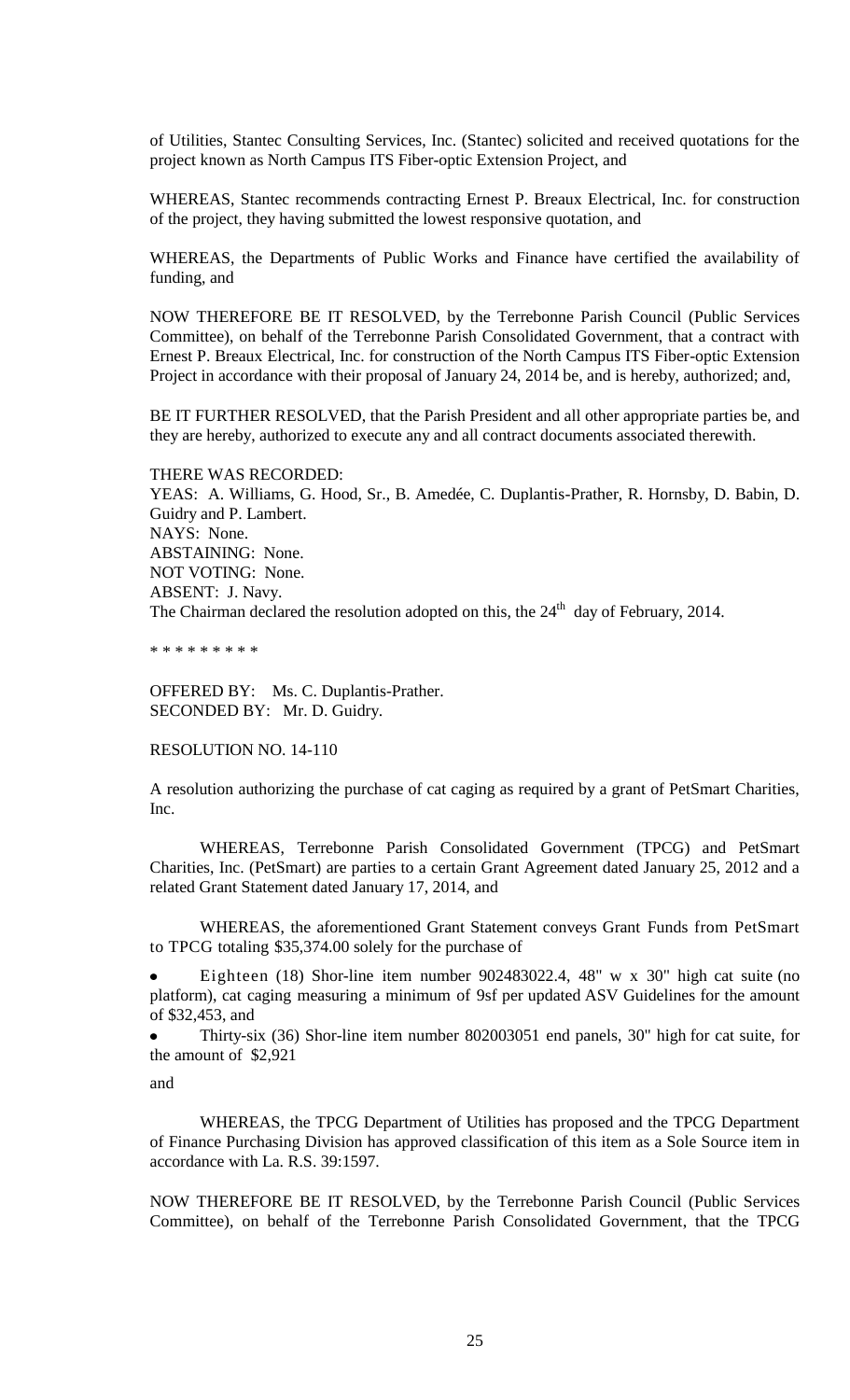of Utilities, Stantec Consulting Services, Inc. (Stantec) solicited and received quotations for the project known as North Campus ITS Fiber-optic Extension Project, and

WHEREAS, Stantec recommends contracting Ernest P. Breaux Electrical, Inc. for construction of the project, they having submitted the lowest responsive quotation, and

WHEREAS, the Departments of Public Works and Finance have certified the availability of funding, and

NOW THEREFORE BE IT RESOLVED, by the Terrebonne Parish Council (Public Services Committee), on behalf of the Terrebonne Parish Consolidated Government, that a contract with Ernest P. Breaux Electrical, Inc. for construction of the North Campus ITS Fiber-optic Extension Project in accordance with their proposal of January 24, 2014 be, and is hereby, authorized; and,

BE IT FURTHER RESOLVED, that the Parish President and all other appropriate parties be, and they are hereby, authorized to execute any and all contract documents associated therewith.

THERE WAS RECORDED:
YEAS: A. Williams, G. Hood, Sr., B. Amedée, C. Duplantis-Prather, R. Hornsby, D. Babin, D. Guidry and P. Lambert.
NAYS: None.
ABSTAINING: None.
NOT VOTING: None.
ABSENT: J. Navy.
The Chairman declared the resolution adopted on this, the 24th day of February, 2014.

* * * * * * * * *

OFFERED BY: Ms. C. Duplantis-Prather.
SECONDED BY: Mr. D. Guidry.

RESOLUTION NO. 14-110

A resolution authorizing the purchase of cat caging as required by a grant of PetSmart Charities, Inc.

WHEREAS, Terrebonne Parish Consolidated Government (TPCG) and PetSmart Charities, Inc. (PetSmart) are parties to a certain Grant Agreement dated January 25, 2012 and a related Grant Statement dated January 17, 2014, and

WHEREAS, the aforementioned Grant Statement conveys Grant Funds from PetSmart to TPCG totaling $35,374.00 solely for the purchase of

- Eighteen (18) Shor-line item number 902483022.4, 48" w x 30" high cat suite (no platform), cat caging measuring a minimum of 9sf per updated ASV Guidelines for the amount of $32,453, and
- Thirty-six (36) Shor-line item number 802003051 end panels, 30" high for cat suite, for the amount of $2,921

and

WHEREAS, the TPCG Department of Utilities has proposed and the TPCG Department of Finance Purchasing Division has approved classification of this item as a Sole Source item in accordance with La. R.S. 39:1597.

NOW THEREFORE BE IT RESOLVED, by the Terrebonne Parish Council (Public Services Committee), on behalf of the Terrebonne Parish Consolidated Government, that the TPCG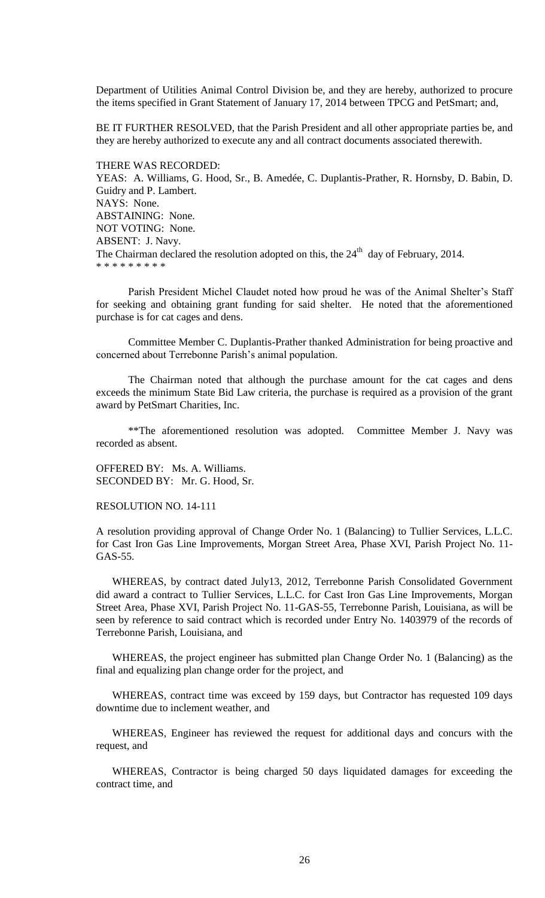Department of Utilities Animal Control Division be, and they are hereby, authorized to procure the items specified in Grant Statement of January 17, 2014 between TPCG and PetSmart; and,

BE IT FURTHER RESOLVED, that the Parish President and all other appropriate parties be, and they are hereby authorized to execute any and all contract documents associated therewith.

THERE WAS RECORDED:
YEAS: A. Williams, G. Hood, Sr., B. Amedée, C. Duplantis-Prather, R. Hornsby, D. Babin, D. Guidry and P. Lambert.
NAYS: None.
ABSTAINING: None.
NOT VOTING: None.
ABSENT: J. Navy.
The Chairman declared the resolution adopted on this, the 24th day of February, 2014.
* * * * * * * * *

Parish President Michel Claudet noted how proud he was of the Animal Shelter's Staff for seeking and obtaining grant funding for said shelter. He noted that the aforementioned purchase is for cat cages and dens.

Committee Member C. Duplantis-Prather thanked Administration for being proactive and concerned about Terrebonne Parish's animal population.

The Chairman noted that although the purchase amount for the cat cages and dens exceeds the minimum State Bid Law criteria, the purchase is required as a provision of the grant award by PetSmart Charities, Inc.

**The aforementioned resolution was adopted. Committee Member J. Navy was recorded as absent.

OFFERED BY: Ms. A. Williams.
SECONDED BY: Mr. G. Hood, Sr.

RESOLUTION NO. 14-111

A resolution providing approval of Change Order No. 1 (Balancing) to Tullier Services, L.L.C. for Cast Iron Gas Line Improvements, Morgan Street Area, Phase XVI, Parish Project No. 11-GAS-55.

WHEREAS, by contract dated July13, 2012, Terrebonne Parish Consolidated Government did award a contract to Tullier Services, L.L.C. for Cast Iron Gas Line Improvements, Morgan Street Area, Phase XVI, Parish Project No. 11-GAS-55, Terrebonne Parish, Louisiana, as will be seen by reference to said contract which is recorded under Entry No. 1403979 of the records of Terrebonne Parish, Louisiana, and

WHEREAS, the project engineer has submitted plan Change Order No. 1 (Balancing) as the final and equalizing plan change order for the project, and

WHEREAS, contract time was exceed by 159 days, but Contractor has requested 109 days downtime due to inclement weather, and

WHEREAS, Engineer has reviewed the request for additional days and concurs with the request, and

WHEREAS, Contractor is being charged 50 days liquidated damages for exceeding the contract time, and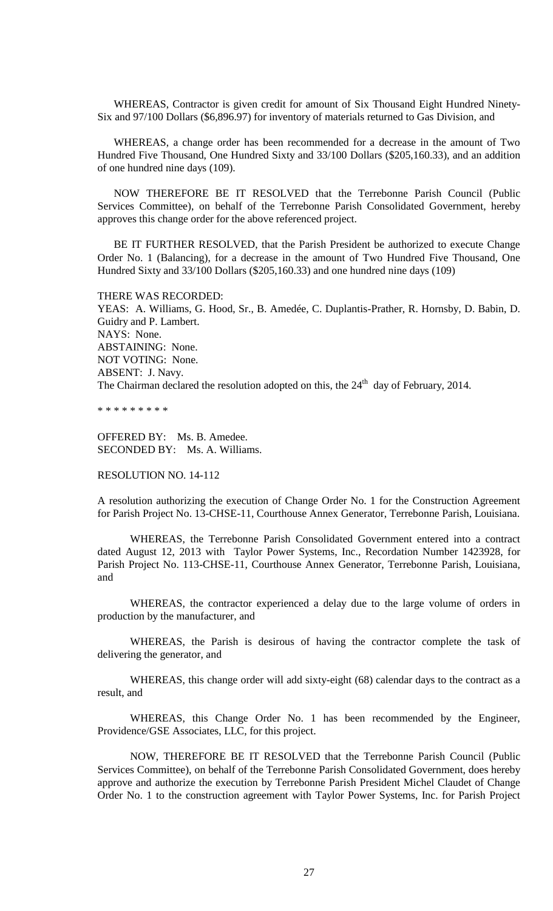WHEREAS, Contractor is given credit for amount of Six Thousand Eight Hundred Ninety-Six and 97/100 Dollars ($6,896.97) for inventory of materials returned to Gas Division, and

WHEREAS, a change order has been recommended for a decrease in the amount of Two Hundred Five Thousand, One Hundred Sixty and 33/100 Dollars ($205,160.33), and an addition of one hundred nine days (109).

NOW THEREFORE BE IT RESOLVED that the Terrebonne Parish Council (Public Services Committee), on behalf of the Terrebonne Parish Consolidated Government, hereby approves this change order for the above referenced project.

BE IT FURTHER RESOLVED, that the Parish President be authorized to execute Change Order No. 1 (Balancing), for a decrease in the amount of Two Hundred Five Thousand, One Hundred Sixty and 33/100 Dollars ($205,160.33) and one hundred nine days (109)

THERE WAS RECORDED:
YEAS: A. Williams, G. Hood, Sr., B. Amedée, C. Duplantis-Prather, R. Hornsby, D. Babin, D. Guidry and P. Lambert.
NAYS: None.
ABSTAINING: None.
NOT VOTING: None.
ABSENT: J. Navy.
The Chairman declared the resolution adopted on this, the 24th day of February, 2014.

* * * * * * * * *

OFFERED BY: Ms. B. Amedee.
SECONDED BY: Ms. A. Williams.

RESOLUTION NO. 14-112

A resolution authorizing the execution of Change Order No. 1 for the Construction Agreement for Parish Project No. 13-CHSE-11, Courthouse Annex Generator, Terrebonne Parish, Louisiana.

WHEREAS, the Terrebonne Parish Consolidated Government entered into a contract dated August 12, 2013 with Taylor Power Systems, Inc., Recordation Number 1423928, for Parish Project No. 113-CHSE-11, Courthouse Annex Generator, Terrebonne Parish, Louisiana, and

WHEREAS, the contractor experienced a delay due to the large volume of orders in production by the manufacturer, and

WHEREAS, the Parish is desirous of having the contractor complete the task of delivering the generator, and

WHEREAS, this change order will add sixty-eight (68) calendar days to the contract as a result, and

WHEREAS, this Change Order No. 1 has been recommended by the Engineer, Providence/GSE Associates, LLC, for this project.

NOW, THEREFORE BE IT RESOLVED that the Terrebonne Parish Council (Public Services Committee), on behalf of the Terrebonne Parish Consolidated Government, does hereby approve and authorize the execution by Terrebonne Parish President Michel Claudet of Change Order No. 1 to the construction agreement with Taylor Power Systems, Inc. for Parish Project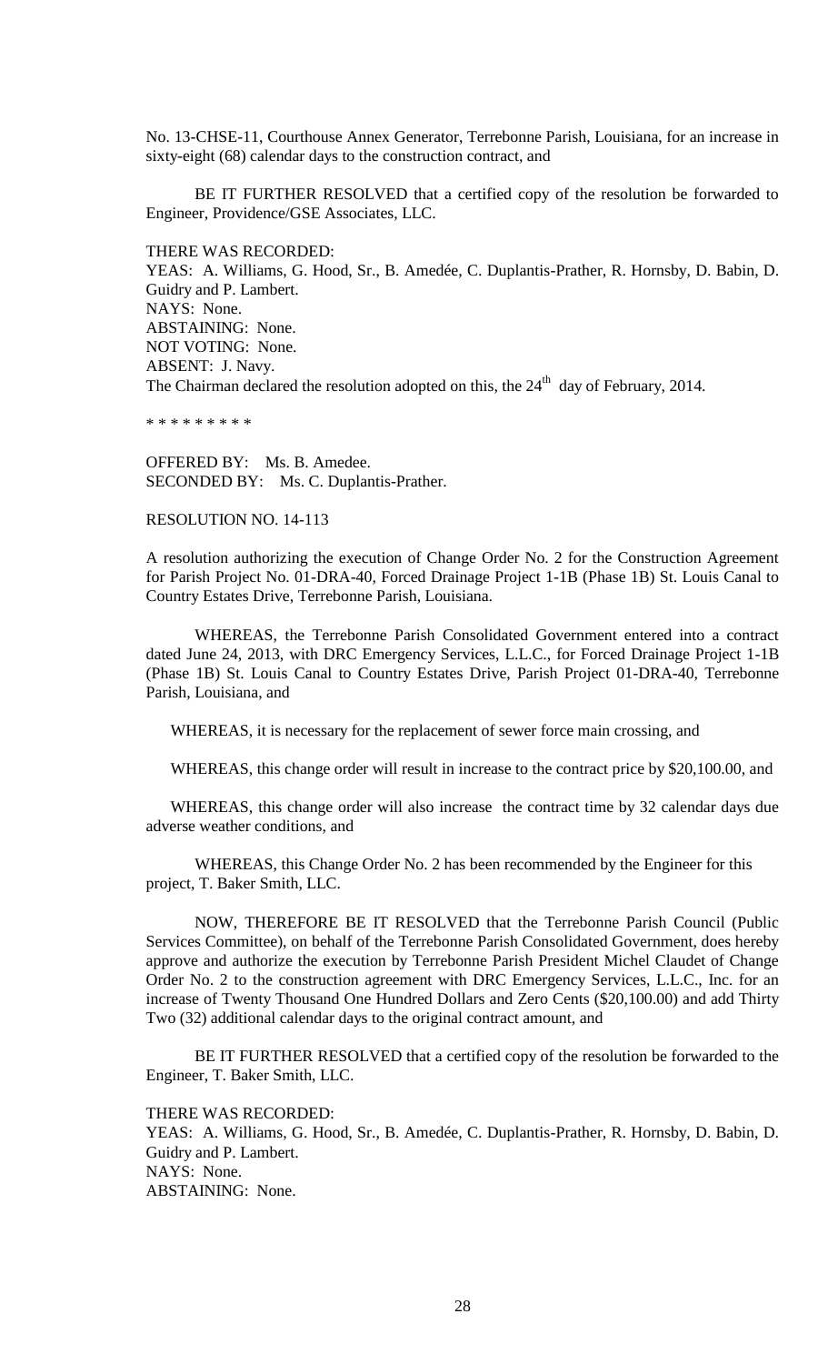No. 13-CHSE-11, Courthouse Annex Generator, Terrebonne Parish, Louisiana, for an increase in sixty-eight (68) calendar days to the construction contract, and

BE IT FURTHER RESOLVED that a certified copy of the resolution be forwarded to Engineer, Providence/GSE Associates, LLC.

THERE WAS RECORDED:
YEAS: A. Williams, G. Hood, Sr., B. Amedée, C. Duplantis-Prather, R. Hornsby, D. Babin, D. Guidry and P. Lambert.
NAYS: None.
ABSTAINING: None.
NOT VOTING: None.
ABSENT: J. Navy.
The Chairman declared the resolution adopted on this, the 24th day of February, 2014.

* * * * * * * * *

OFFERED BY: Ms. B. Amedee.
SECONDED BY: Ms. C. Duplantis-Prather.

RESOLUTION NO. 14-113

A resolution authorizing the execution of Change Order No. 2 for the Construction Agreement for Parish Project No. 01-DRA-40, Forced Drainage Project 1-1B (Phase 1B) St. Louis Canal to Country Estates Drive, Terrebonne Parish, Louisiana.

WHEREAS, the Terrebonne Parish Consolidated Government entered into a contract dated June 24, 2013, with DRC Emergency Services, L.L.C., for Forced Drainage Project 1-1B (Phase 1B) St. Louis Canal to Country Estates Drive, Parish Project 01-DRA-40, Terrebonne Parish, Louisiana, and

WHEREAS, it is necessary for the replacement of sewer force main crossing, and

WHEREAS, this change order will result in increase to the contract price by $20,100.00, and

WHEREAS, this change order will also increase the contract time by 32 calendar days due adverse weather conditions, and

WHEREAS, this Change Order No. 2 has been recommended by the Engineer for this project, T. Baker Smith, LLC.

NOW, THEREFORE BE IT RESOLVED that the Terrebonne Parish Council (Public Services Committee), on behalf of the Terrebonne Parish Consolidated Government, does hereby approve and authorize the execution by Terrebonne Parish President Michel Claudet of Change Order No. 2 to the construction agreement with DRC Emergency Services, L.L.C., Inc. for an increase of Twenty Thousand One Hundred Dollars and Zero Cents ($20,100.00) and add Thirty Two (32) additional calendar days to the original contract amount, and

BE IT FURTHER RESOLVED that a certified copy of the resolution be forwarded to the Engineer, T. Baker Smith, LLC.

THERE WAS RECORDED:
YEAS: A. Williams, G. Hood, Sr., B. Amedée, C. Duplantis-Prather, R. Hornsby, D. Babin, D. Guidry and P. Lambert.
NAYS: None.
ABSTAINING: None.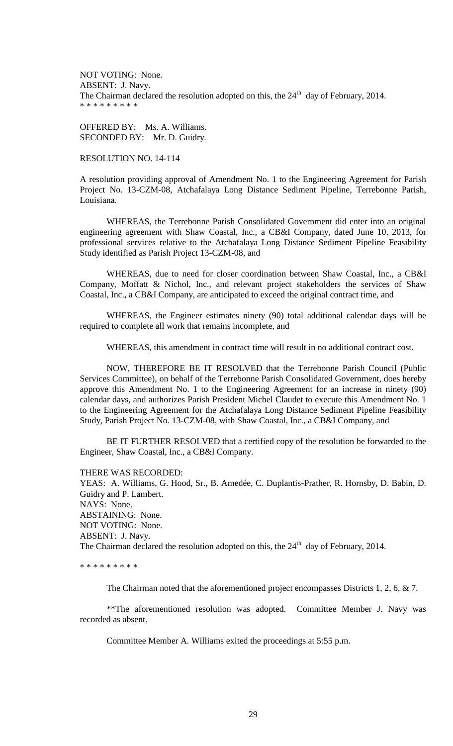NOT VOTING: None.
ABSENT: J. Navy.
The Chairman declared the resolution adopted on this, the 24th day of February, 2014.
* * * * * * * * *

OFFERED BY: Ms. A. Williams.
SECONDED BY: Mr. D. Guidry.

RESOLUTION NO. 14-114

A resolution providing approval of Amendment No. 1 to the Engineering Agreement for Parish Project No. 13-CZM-08, Atchafalaya Long Distance Sediment Pipeline, Terrebonne Parish, Louisiana.

WHEREAS, the Terrebonne Parish Consolidated Government did enter into an original engineering agreement with Shaw Coastal, Inc., a CB&I Company, dated June 10, 2013, for professional services relative to the Atchafalaya Long Distance Sediment Pipeline Feasibility Study identified as Parish Project 13-CZM-08, and

WHEREAS, due to need for closer coordination between Shaw Coastal, Inc., a CB&I Company, Moffatt & Nichol, Inc., and relevant project stakeholders the services of Shaw Coastal, Inc., a CB&I Company, are anticipated to exceed the original contract time, and

WHEREAS, the Engineer estimates ninety (90) total additional calendar days will be required to complete all work that remains incomplete, and

WHEREAS, this amendment in contract time will result in no additional contract cost.

NOW, THEREFORE BE IT RESOLVED that the Terrebonne Parish Council (Public Services Committee), on behalf of the Terrebonne Parish Consolidated Government, does hereby approve this Amendment No. 1 to the Engineering Agreement for an increase in ninety (90) calendar days, and authorizes Parish President Michel Claudet to execute this Amendment No. 1 to the Engineering Agreement for the Atchafalaya Long Distance Sediment Pipeline Feasibility Study, Parish Project No. 13-CZM-08, with Shaw Coastal, Inc., a CB&I Company, and

BE IT FURTHER RESOLVED that a certified copy of the resolution be forwarded to the Engineer, Shaw Coastal, Inc., a CB&I Company.

THERE WAS RECORDED:
YEAS: A. Williams, G. Hood, Sr., B. Amedée, C. Duplantis-Prather, R. Hornsby, D. Babin, D. Guidry and P. Lambert.
NAYS: None.
ABSTAINING: None.
NOT VOTING: None.
ABSENT: J. Navy.
The Chairman declared the resolution adopted on this, the 24th day of February, 2014.

* * * * * * * * *

The Chairman noted that the aforementioned project encompasses Districts 1, 2, 6, & 7.

**The aforementioned resolution was adopted. Committee Member J. Navy was recorded as absent.

Committee Member A. Williams exited the proceedings at 5:55 p.m.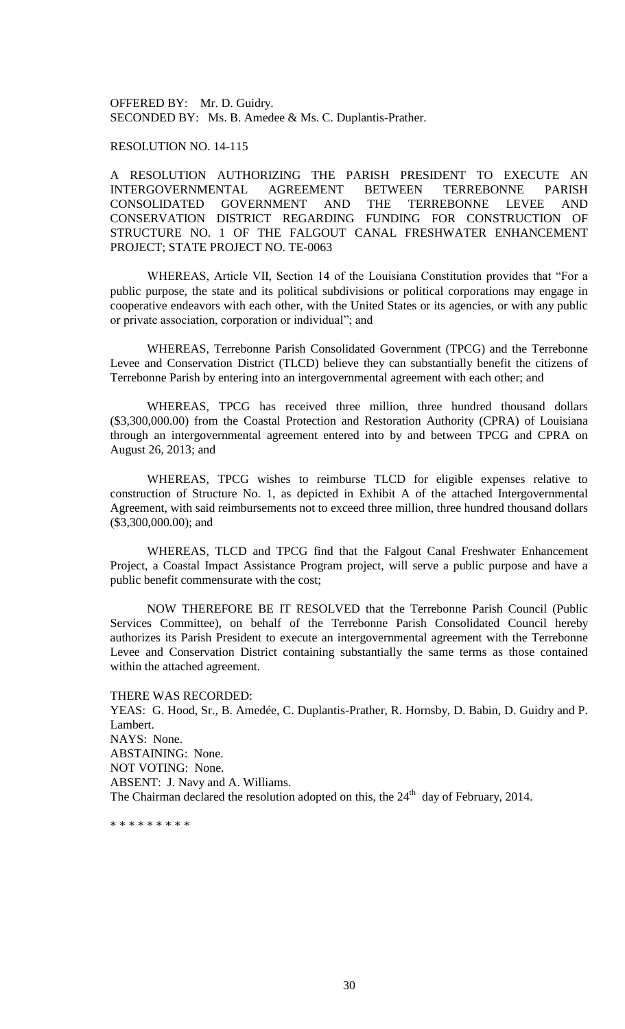OFFERED BY: Mr. D. Guidry.
SECONDED BY: Ms. B. Amedee & Ms. C. Duplantis-Prather.

RESOLUTION NO. 14-115

A RESOLUTION AUTHORIZING THE PARISH PRESIDENT TO EXECUTE AN INTERGOVERNMENTAL AGREEMENT BETWEEN TERREBONNE PARISH CONSOLIDATED GOVERNMENT AND THE TERREBONNE LEVEE AND CONSERVATION DISTRICT REGARDING FUNDING FOR CONSTRUCTION OF STRUCTURE NO. 1 OF THE FALGOUT CANAL FRESHWATER ENHANCEMENT PROJECT; STATE PROJECT NO. TE-0063

WHEREAS, Article VII, Section 14 of the Louisiana Constitution provides that "For a public purpose, the state and its political subdivisions or political corporations may engage in cooperative endeavors with each other, with the United States or its agencies, or with any public or private association, corporation or individual"; and

WHEREAS, Terrebonne Parish Consolidated Government (TPCG) and the Terrebonne Levee and Conservation District (TLCD) believe they can substantially benefit the citizens of Terrebonne Parish by entering into an intergovernmental agreement with each other; and

WHEREAS, TPCG has received three million, three hundred thousand dollars ($3,300,000.00) from the Coastal Protection and Restoration Authority (CPRA) of Louisiana through an intergovernmental agreement entered into by and between TPCG and CPRA on August 26, 2013; and

WHEREAS, TPCG wishes to reimburse TLCD for eligible expenses relative to construction of Structure No. 1, as depicted in Exhibit A of the attached Intergovernmental Agreement, with said reimbursements not to exceed three million, three hundred thousand dollars ($3,300,000.00); and

WHEREAS, TLCD and TPCG find that the Falgout Canal Freshwater Enhancement Project, a Coastal Impact Assistance Program project, will serve a public purpose and have a public benefit commensurate with the cost;

NOW THEREFORE BE IT RESOLVED that the Terrebonne Parish Council (Public Services Committee), on behalf of the Terrebonne Parish Consolidated Council hereby authorizes its Parish President to execute an intergovernmental agreement with the Terrebonne Levee and Conservation District containing substantially the same terms as those contained within the attached agreement.

THERE WAS RECORDED:
YEAS: G. Hood, Sr., B. Amedée, C. Duplantis-Prather, R. Hornsby, D. Babin, D. Guidry and P. Lambert.
NAYS: None.
ABSTAINING: None.
NOT VOTING: None.
ABSENT: J. Navy and A. Williams.
The Chairman declared the resolution adopted on this, the 24th day of February, 2014.

\* \* \* \* \* \* \* \* \*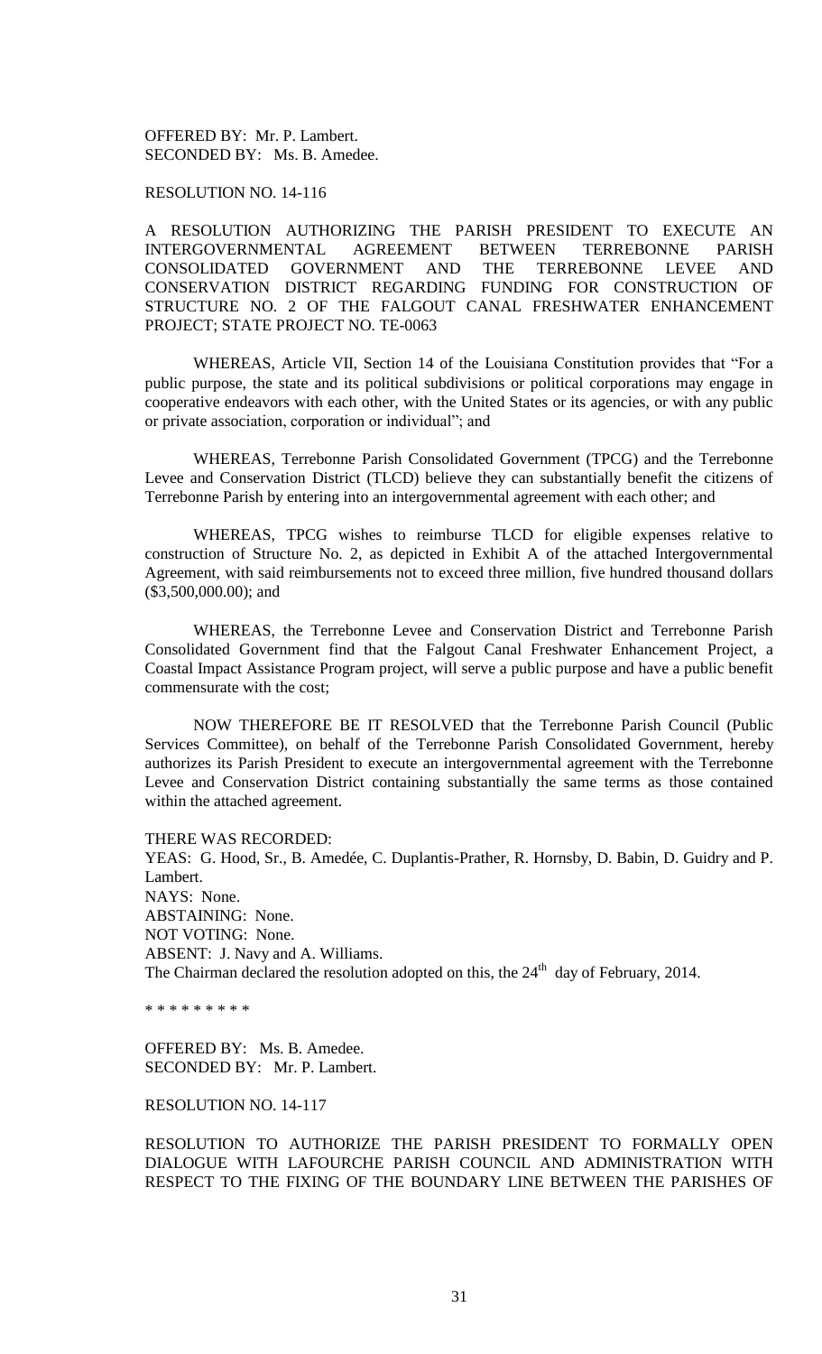OFFERED BY: Mr. P. Lambert.
SECONDED BY: Ms. B. Amedee.

RESOLUTION NO. 14-116

A RESOLUTION AUTHORIZING THE PARISH PRESIDENT TO EXECUTE AN INTERGOVERNMENTAL AGREEMENT BETWEEN TERREBONNE PARISH CONSOLIDATED GOVERNMENT AND THE TERREBONNE LEVEE AND CONSERVATION DISTRICT REGARDING FUNDING FOR CONSTRUCTION OF STRUCTURE NO. 2 OF THE FALGOUT CANAL FRESHWATER ENHANCEMENT PROJECT; STATE PROJECT NO. TE-0063

WHEREAS, Article VII, Section 14 of the Louisiana Constitution provides that "For a public purpose, the state and its political subdivisions or political corporations may engage in cooperative endeavors with each other, with the United States or its agencies, or with any public or private association, corporation or individual"; and

WHEREAS, Terrebonne Parish Consolidated Government (TPCG) and the Terrebonne Levee and Conservation District (TLCD) believe they can substantially benefit the citizens of Terrebonne Parish by entering into an intergovernmental agreement with each other; and

WHEREAS, TPCG wishes to reimburse TLCD for eligible expenses relative to construction of Structure No. 2, as depicted in Exhibit A of the attached Intergovernmental Agreement, with said reimbursements not to exceed three million, five hundred thousand dollars ($3,500,000.00); and

WHEREAS, the Terrebonne Levee and Conservation District and Terrebonne Parish Consolidated Government find that the Falgout Canal Freshwater Enhancement Project, a Coastal Impact Assistance Program project, will serve a public purpose and have a public benefit commensurate with the cost;

NOW THEREFORE BE IT RESOLVED that the Terrebonne Parish Council (Public Services Committee), on behalf of the Terrebonne Parish Consolidated Government, hereby authorizes its Parish President to execute an intergovernmental agreement with the Terrebonne Levee and Conservation District containing substantially the same terms as those contained within the attached agreement.

THERE WAS RECORDED:
YEAS: G. Hood, Sr., B. Amedée, C. Duplantis-Prather, R. Hornsby, D. Babin, D. Guidry and P. Lambert.
NAYS: None.
ABSTAINING: None.
NOT VOTING: None.
ABSENT: J. Navy and A. Williams.
The Chairman declared the resolution adopted on this, the 24th day of February, 2014.

\* \* \* \* \* \* \* \* \*

OFFERED BY: Ms. B. Amedee.
SECONDED BY: Mr. P. Lambert.

RESOLUTION NO. 14-117

RESOLUTION TO AUTHORIZE THE PARISH PRESIDENT TO FORMALLY OPEN DIALOGUE WITH LAFOURCHE PARISH COUNCIL AND ADMINISTRATION WITH RESPECT TO THE FIXING OF THE BOUNDARY LINE BETWEEN THE PARISHES OF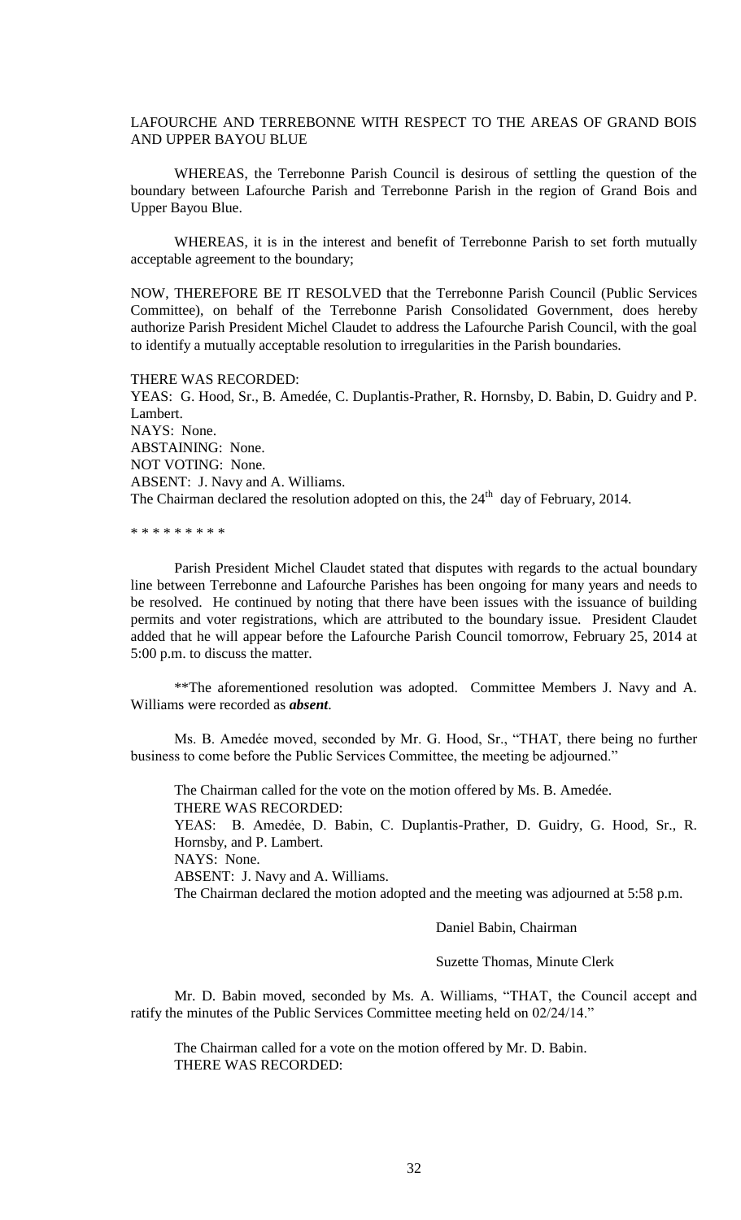LAFOURCHE AND TERREBONNE WITH RESPECT TO THE AREAS OF GRAND BOIS AND UPPER BAYOU BLUE

WHEREAS, the Terrebonne Parish Council is desirous of settling the question of the boundary between Lafourche Parish and Terrebonne Parish in the region of Grand Bois and Upper Bayou Blue.

WHEREAS, it is in the interest and benefit of Terrebonne Parish to set forth mutually acceptable agreement to the boundary;

NOW, THEREFORE BE IT RESOLVED that the Terrebonne Parish Council (Public Services Committee), on behalf of the Terrebonne Parish Consolidated Government, does hereby authorize Parish President Michel Claudet to address the Lafourche Parish Council, with the goal to identify a mutually acceptable resolution to irregularities in the Parish boundaries.

THERE WAS RECORDED:
YEAS: G. Hood, Sr., B. Amedée, C. Duplantis-Prather, R. Hornsby, D. Babin, D. Guidry and P. Lambert.
NAYS: None.
ABSTAINING: None.
NOT VOTING: None.
ABSENT: J. Navy and A. Williams.
The Chairman declared the resolution adopted on this, the 24th day of February, 2014.

\* \* \* \* \* \* \* \* \*

Parish President Michel Claudet stated that disputes with regards to the actual boundary line between Terrebonne and Lafourche Parishes has been ongoing for many years and needs to be resolved. He continued by noting that there have been issues with the issuance of building permits and voter registrations, which are attributed to the boundary issue. President Claudet added that he will appear before the Lafourche Parish Council tomorrow, February 25, 2014 at 5:00 p.m. to discuss the matter.

\*\*The aforementioned resolution was adopted. Committee Members J. Navy and A. Williams were recorded as ***absent***.

Ms. B. Amedée moved, seconded by Mr. G. Hood, Sr., "THAT, there being no further business to come before the Public Services Committee, the meeting be adjourned."

The Chairman called for the vote on the motion offered by Ms. B. Amedée.
THERE WAS RECORDED:
YEAS: B. Amedée, D. Babin, C. Duplantis-Prather, D. Guidry, G. Hood, Sr., R. Hornsby, and P. Lambert.
NAYS: None.
ABSENT: J. Navy and A. Williams.
The Chairman declared the motion adopted and the meeting was adjourned at 5:58 p.m.

Daniel Babin, Chairman

Suzette Thomas, Minute Clerk

Mr. D. Babin moved, seconded by Ms. A. Williams, "THAT, the Council accept and ratify the minutes of the Public Services Committee meeting held on 02/24/14."

The Chairman called for a vote on the motion offered by Mr. D. Babin.
THERE WAS RECORDED: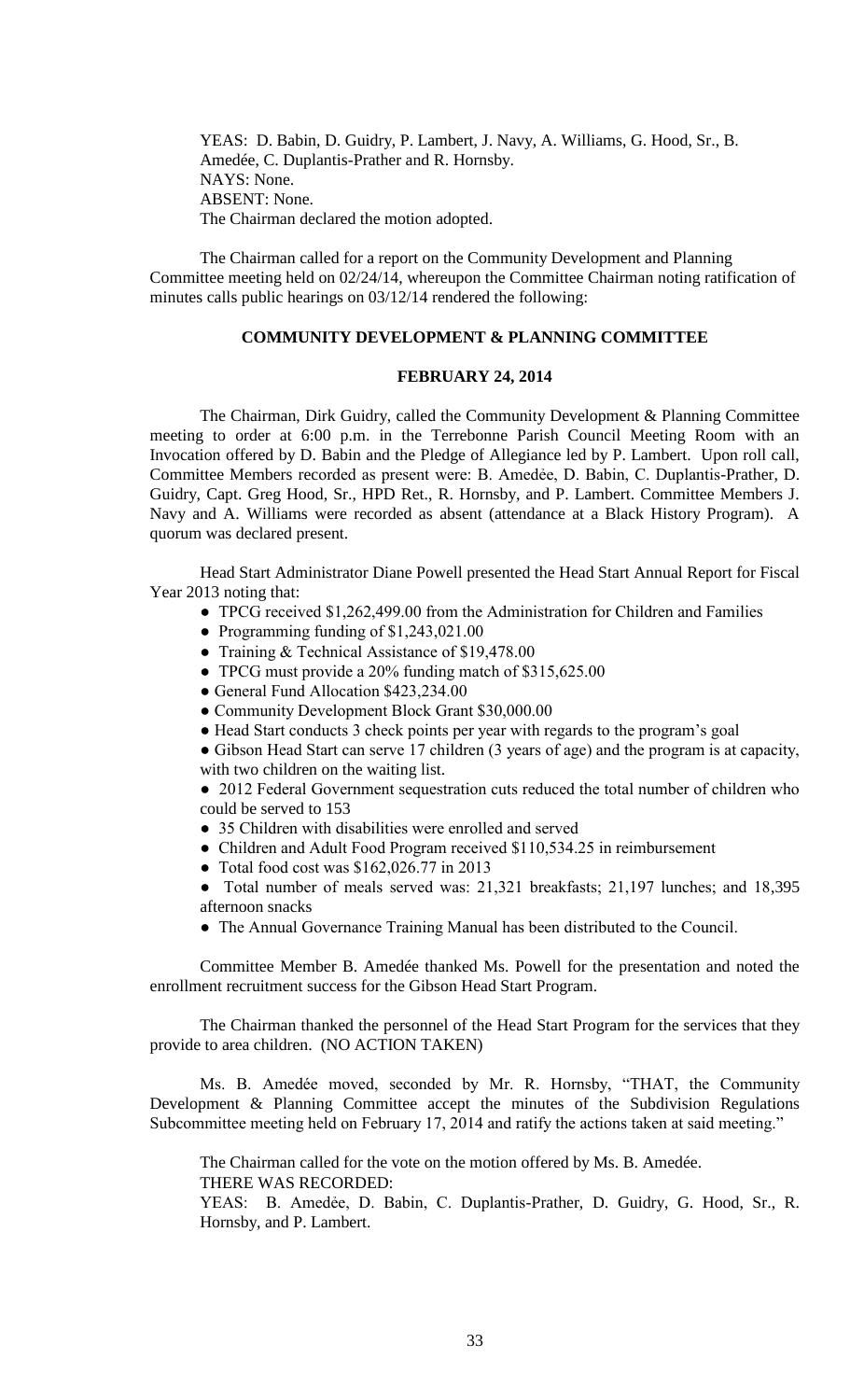YEAS: D. Babin, D. Guidry, P. Lambert, J. Navy, A. Williams, G. Hood, Sr., B. Amedée, C. Duplantis-Prather and R. Hornsby.
NAYS: None.
ABSENT: None.
The Chairman declared the motion adopted.

The Chairman called for a report on the Community Development and Planning Committee meeting held on 02/24/14, whereupon the Committee Chairman noting ratification of minutes calls public hearings on 03/12/14 rendered the following:

## COMMUNITY DEVELOPMENT & PLANNING COMMITTEE

### FEBRUARY 24, 2014

The Chairman, Dirk Guidry, called the Community Development & Planning Committee meeting to order at 6:00 p.m. in the Terrebonne Parish Council Meeting Room with an Invocation offered by D. Babin and the Pledge of Allegiance led by P. Lambert. Upon roll call, Committee Members recorded as present were: B. Amedėe, D. Babin, C. Duplantis-Prather, D. Guidry, Capt. Greg Hood, Sr., HPD Ret., R. Hornsby, and P. Lambert. Committee Members J. Navy and A. Williams were recorded as absent (attendance at a Black History Program). A quorum was declared present.

Head Start Administrator Diane Powell presented the Head Start Annual Report for Fiscal Year 2013 noting that:

- TPCG received $1,262,499.00 from the Administration for Children and Families
- Programming funding of $1,243,021.00
- Training & Technical Assistance of $19,478.00
- TPCG must provide a 20% funding match of $315,625.00
- General Fund Allocation $423,234.00
- Community Development Block Grant $30,000.00
- Head Start conducts 3 check points per year with regards to the program's goal
- Gibson Head Start can serve 17 children (3 years of age) and the program is at capacity, with two children on the waiting list.
- 2012 Federal Government sequestration cuts reduced the total number of children who could be served to 153
- 35 Children with disabilities were enrolled and served
- Children and Adult Food Program received $110,534.25 in reimbursement
- Total food cost was $162,026.77 in 2013
- Total number of meals served was: 21,321 breakfasts; 21,197 lunches; and 18,395 afternoon snacks
- The Annual Governance Training Manual has been distributed to the Council.

Committee Member B. Amedée thanked Ms. Powell for the presentation and noted the enrollment recruitment success for the Gibson Head Start Program.

The Chairman thanked the personnel of the Head Start Program for the services that they provide to area children. (NO ACTION TAKEN)

Ms. B. Amedée moved, seconded by Mr. R. Hornsby, "THAT, the Community Development & Planning Committee accept the minutes of the Subdivision Regulations Subcommittee meeting held on February 17, 2014 and ratify the actions taken at said meeting."

The Chairman called for the vote on the motion offered by Ms. B. Amedée.
THERE WAS RECORDED:
YEAS: B. Amedėe, D. Babin, C. Duplantis-Prather, D. Guidry, G. Hood, Sr., R. Hornsby, and P. Lambert.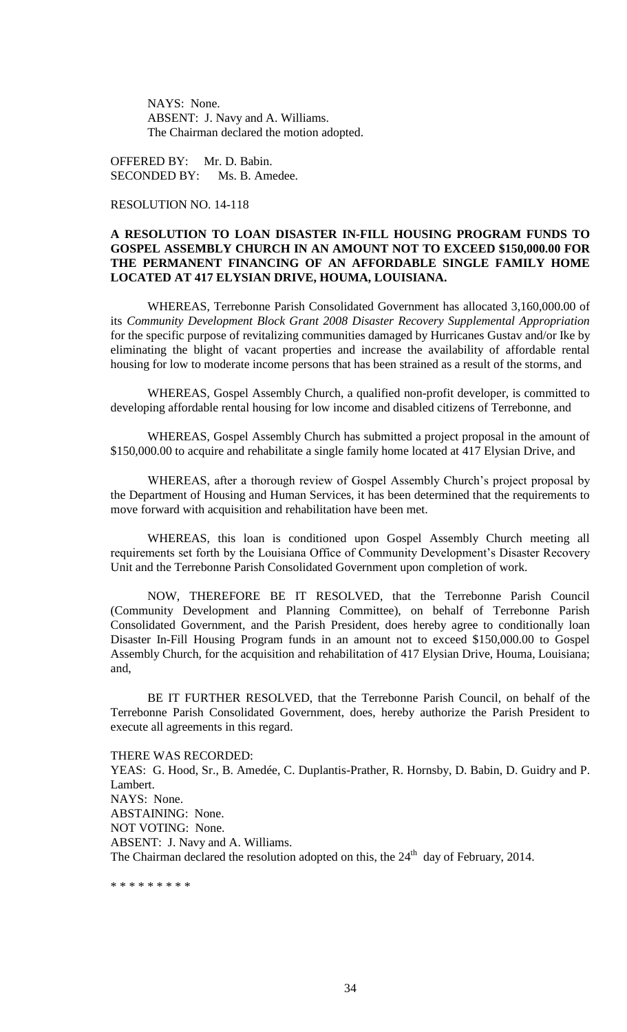NAYS: None.
ABSENT: J. Navy and A. Williams.
The Chairman declared the motion adopted.

OFFERED BY: Mr. D. Babin.
SECONDED BY: Ms. B. Amedee.

RESOLUTION NO. 14-118

**A RESOLUTION TO LOAN DISASTER IN-FILL HOUSING PROGRAM FUNDS TO GOSPEL ASSEMBLY CHURCH IN AN AMOUNT NOT TO EXCEED $150,000.00 FOR THE PERMANENT FINANCING OF AN AFFORDABLE SINGLE FAMILY HOME LOCATED AT 417 ELYSIAN DRIVE, HOUMA, LOUISIANA.**

WHEREAS, Terrebonne Parish Consolidated Government has allocated 3,160,000.00 of its *Community Development Block Grant 2008 Disaster Recovery Supplemental Appropriation* for the specific purpose of revitalizing communities damaged by Hurricanes Gustav and/or Ike by eliminating the blight of vacant properties and increase the availability of affordable rental housing for low to moderate income persons that has been strained as a result of the storms, and

WHEREAS, Gospel Assembly Church, a qualified non-profit developer, is committed to developing affordable rental housing for low income and disabled citizens of Terrebonne, and

WHEREAS, Gospel Assembly Church has submitted a project proposal in the amount of $150,000.00 to acquire and rehabilitate a single family home located at 417 Elysian Drive, and

WHEREAS, after a thorough review of Gospel Assembly Church's project proposal by the Department of Housing and Human Services, it has been determined that the requirements to move forward with acquisition and rehabilitation have been met.

WHEREAS, this loan is conditioned upon Gospel Assembly Church meeting all requirements set forth by the Louisiana Office of Community Development's Disaster Recovery Unit and the Terrebonne Parish Consolidated Government upon completion of work.

NOW, THEREFORE BE IT RESOLVED, that the Terrebonne Parish Council (Community Development and Planning Committee), on behalf of Terrebonne Parish Consolidated Government, and the Parish President, does hereby agree to conditionally loan Disaster In-Fill Housing Program funds in an amount not to exceed $150,000.00 to Gospel Assembly Church, for the acquisition and rehabilitation of 417 Elysian Drive, Houma, Louisiana; and,

BE IT FURTHER RESOLVED, that the Terrebonne Parish Council, on behalf of the Terrebonne Parish Consolidated Government, does, hereby authorize the Parish President to execute all agreements in this regard.

THERE WAS RECORDED:
YEAS: G. Hood, Sr., B. Amedée, C. Duplantis-Prather, R. Hornsby, D. Babin, D. Guidry and P. Lambert.
NAYS: None.
ABSTAINING: None.
NOT VOTING: None.
ABSENT: J. Navy and A. Williams.
The Chairman declared the resolution adopted on this, the 24th day of February, 2014.

\* \* \* \* \* \* \* \* \*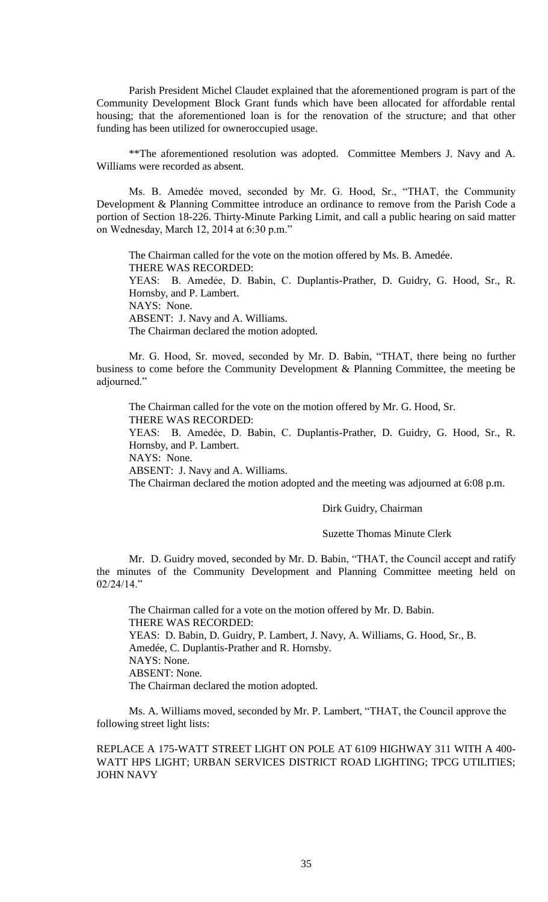Parish President Michel Claudet explained that the aforementioned program is part of the Community Development Block Grant funds which have been allocated for affordable rental housing; that the aforementioned loan is for the renovation of the structure; and that other funding has been utilized for owneroccupied usage.

**The aforementioned resolution was adopted. Committee Members J. Navy and A. Williams were recorded as absent.

Ms. B. Amedée moved, seconded by Mr. G. Hood, Sr., "THAT, the Community Development & Planning Committee introduce an ordinance to remove from the Parish Code a portion of Section 18-226. Thirty-Minute Parking Limit, and call a public hearing on said matter on Wednesday, March 12, 2014 at 6:30 p.m."

The Chairman called for the vote on the motion offered by Ms. B. Amedée.
THERE WAS RECORDED:
YEAS: B. Amedée, D. Babin, C. Duplantis-Prather, D. Guidry, G. Hood, Sr., R. Hornsby, and P. Lambert.
NAYS: None.
ABSENT: J. Navy and A. Williams.
The Chairman declared the motion adopted.

Mr. G. Hood, Sr. moved, seconded by Mr. D. Babin, "THAT, there being no further business to come before the Community Development & Planning Committee, the meeting be adjourned."

The Chairman called for the vote on the motion offered by Mr. G. Hood, Sr.
THERE WAS RECORDED:
YEAS: B. Amedée, D. Babin, C. Duplantis-Prather, D. Guidry, G. Hood, Sr., R. Hornsby, and P. Lambert.
NAYS: None.
ABSENT: J. Navy and A. Williams.
The Chairman declared the motion adopted and the meeting was adjourned at 6:08 p.m.

Dirk Guidry, Chairman

Suzette Thomas Minute Clerk

Mr. D. Guidry moved, seconded by Mr. D. Babin, "THAT, the Council accept and ratify the minutes of the Community Development and Planning Committee meeting held on 02/24/14."

The Chairman called for a vote on the motion offered by Mr. D. Babin.
THERE WAS RECORDED:
YEAS: D. Babin, D. Guidry, P. Lambert, J. Navy, A. Williams, G. Hood, Sr., B. Amedée, C. Duplantis-Prather and R. Hornsby.
NAYS: None.
ABSENT: None.
The Chairman declared the motion adopted.

Ms. A. Williams moved, seconded by Mr. P. Lambert, "THAT, the Council approve the following street light lists:

REPLACE A 175-WATT STREET LIGHT ON POLE AT 6109 HIGHWAY 311 WITH A 400-WATT HPS LIGHT; URBAN SERVICES DISTRICT ROAD LIGHTING; TPCG UTILITIES; JOHN NAVY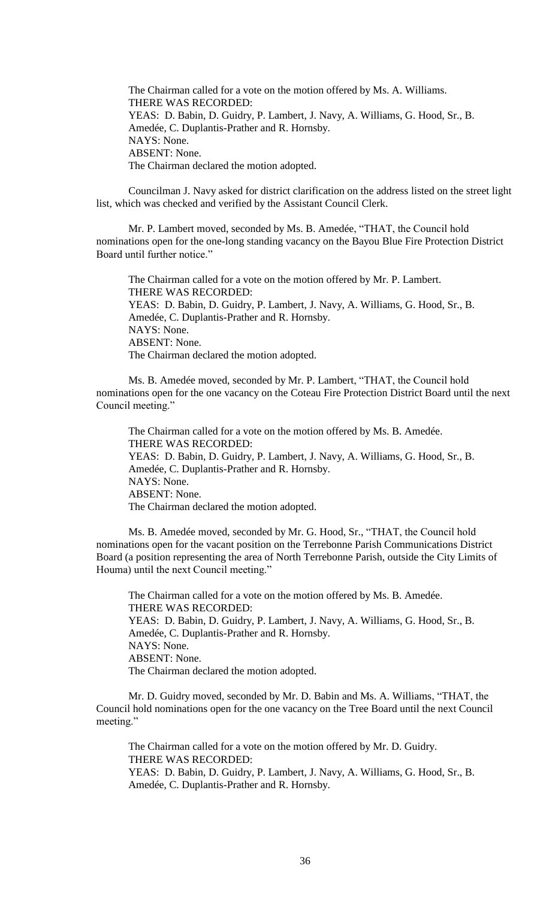The Chairman called for a vote on the motion offered by Ms. A. Williams.
THERE WAS RECORDED:
YEAS: D. Babin, D. Guidry, P. Lambert, J. Navy, A. Williams, G. Hood, Sr., B. Amedée, C. Duplantis-Prather and R. Hornsby.
NAYS: None.
ABSENT: None.
The Chairman declared the motion adopted.

Councilman J. Navy asked for district clarification on the address listed on the street light list, which was checked and verified by the Assistant Council Clerk.

Mr. P. Lambert moved, seconded by Ms. B. Amedée, "THAT, the Council hold nominations open for the one-long standing vacancy on the Bayou Blue Fire Protection District Board until further notice."

The Chairman called for a vote on the motion offered by Mr. P. Lambert.
THERE WAS RECORDED:
YEAS: D. Babin, D. Guidry, P. Lambert, J. Navy, A. Williams, G. Hood, Sr., B. Amedée, C. Duplantis-Prather and R. Hornsby.
NAYS: None.
ABSENT: None.
The Chairman declared the motion adopted.

Ms. B. Amedée moved, seconded by Mr. P. Lambert, "THAT, the Council hold nominations open for the one vacancy on the Coteau Fire Protection District Board until the next Council meeting."

The Chairman called for a vote on the motion offered by Ms. B. Amedée.
THERE WAS RECORDED:
YEAS: D. Babin, D. Guidry, P. Lambert, J. Navy, A. Williams, G. Hood, Sr., B. Amedée, C. Duplantis-Prather and R. Hornsby.
NAYS: None.
ABSENT: None.
The Chairman declared the motion adopted.

Ms. B. Amedée moved, seconded by Mr. G. Hood, Sr., "THAT, the Council hold nominations open for the vacant position on the Terrebonne Parish Communications District Board (a position representing the area of North Terrebonne Parish, outside the City Limits of Houma) until the next Council meeting."

The Chairman called for a vote on the motion offered by Ms. B. Amedée.
THERE WAS RECORDED:
YEAS: D. Babin, D. Guidry, P. Lambert, J. Navy, A. Williams, G. Hood, Sr., B. Amedée, C. Duplantis-Prather and R. Hornsby.
NAYS: None.
ABSENT: None.
The Chairman declared the motion adopted.

Mr. D. Guidry moved, seconded by Mr. D. Babin and Ms. A. Williams, "THAT, the Council hold nominations open for the one vacancy on the Tree Board until the next Council meeting."

The Chairman called for a vote on the motion offered by Mr. D. Guidry.
THERE WAS RECORDED:
YEAS: D. Babin, D. Guidry, P. Lambert, J. Navy, A. Williams, G. Hood, Sr., B. Amedée, C. Duplantis-Prather and R. Hornsby.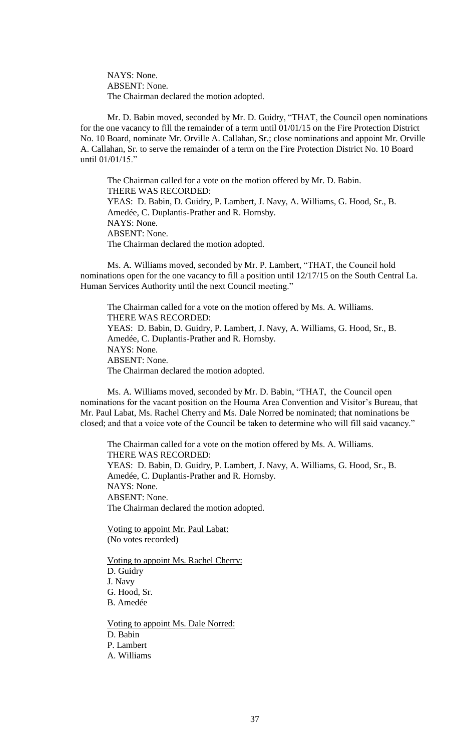NAYS: None.
ABSENT: None.
The Chairman declared the motion adopted.

Mr. D. Babin moved, seconded by Mr. D. Guidry, "THAT, the Council open nominations for the one vacancy to fill the remainder of a term until 01/01/15 on the Fire Protection District No. 10 Board, nominate Mr. Orville A. Callahan, Sr.; close nominations and appoint Mr. Orville A. Callahan, Sr. to serve the remainder of a term on the Fire Protection District No. 10 Board until 01/01/15."

The Chairman called for a vote on the motion offered by Mr. D. Babin.
THERE WAS RECORDED:
YEAS: D. Babin, D. Guidry, P. Lambert, J. Navy, A. Williams, G. Hood, Sr., B. Amedée, C. Duplantis-Prather and R. Hornsby.
NAYS: None.
ABSENT: None.
The Chairman declared the motion adopted.

Ms. A. Williams moved, seconded by Mr. P. Lambert, "THAT, the Council hold nominations open for the one vacancy to fill a position until 12/17/15 on the South Central La. Human Services Authority until the next Council meeting."

The Chairman called for a vote on the motion offered by Ms. A. Williams.
THERE WAS RECORDED:
YEAS: D. Babin, D. Guidry, P. Lambert, J. Navy, A. Williams, G. Hood, Sr., B. Amedée, C. Duplantis-Prather and R. Hornsby.
NAYS: None.
ABSENT: None.
The Chairman declared the motion adopted.

Ms. A. Williams moved, seconded by Mr. D. Babin, "THAT, the Council open nominations for the vacant position on the Houma Area Convention and Visitor's Bureau, that Mr. Paul Labat, Ms. Rachel Cherry and Ms. Dale Norred be nominated; that nominations be closed; and that a voice vote of the Council be taken to determine who will fill said vacancy."

The Chairman called for a vote on the motion offered by Ms. A. Williams.
THERE WAS RECORDED:
YEAS: D. Babin, D. Guidry, P. Lambert, J. Navy, A. Williams, G. Hood, Sr., B. Amedée, C. Duplantis-Prather and R. Hornsby.
NAYS: None.
ABSENT: None.
The Chairman declared the motion adopted.

Voting to appoint Mr. Paul Labat:
(No votes recorded)

Voting to appoint Ms. Rachel Cherry:
D. Guidry
J. Navy
G. Hood, Sr.
B. Amedée

Voting to appoint Ms. Dale Norred:
D. Babin
P. Lambert
A. Williams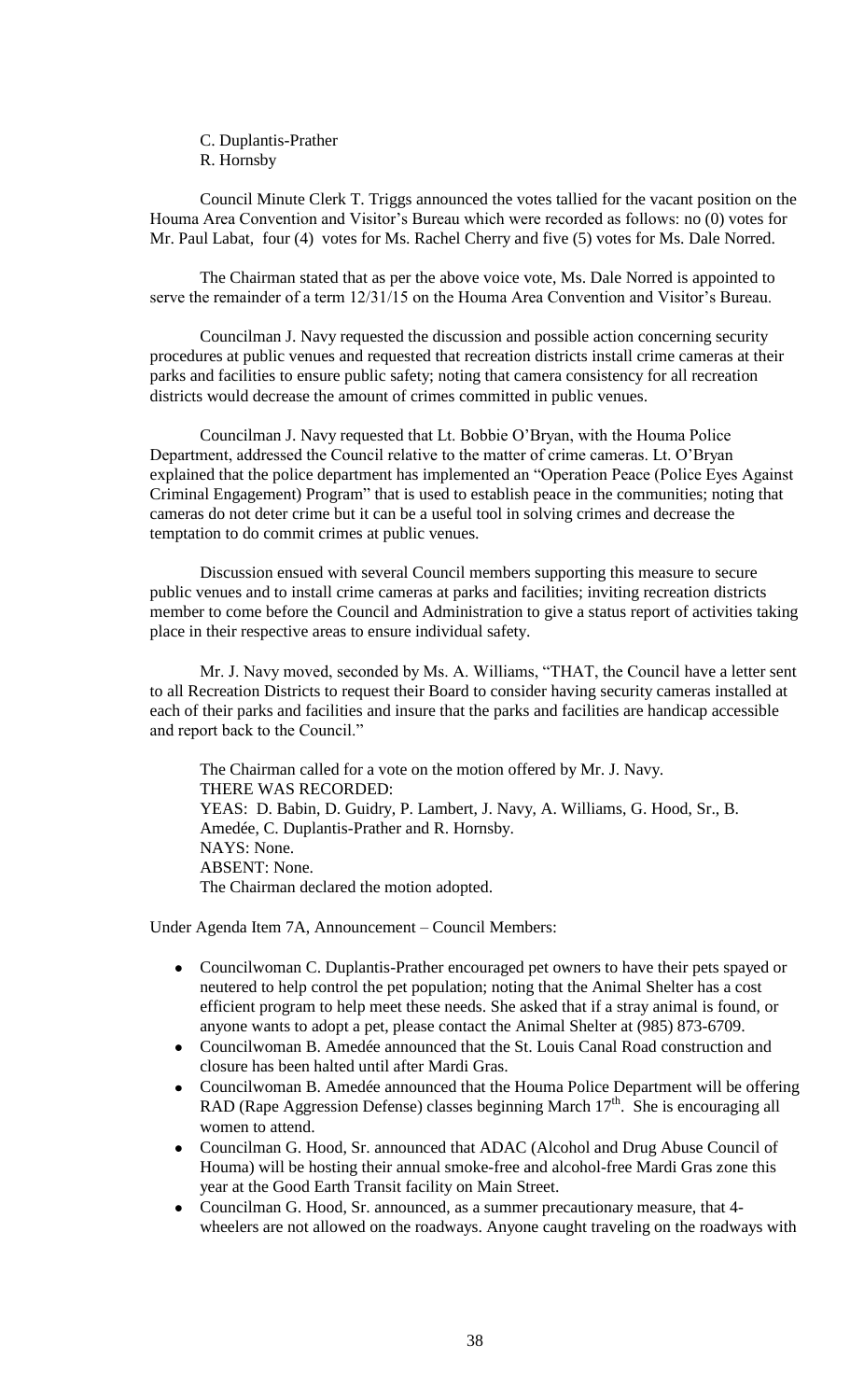C. Duplantis-Prather
R. Hornsby

Council Minute Clerk T. Triggs announced the votes tallied for the vacant position on the Houma Area Convention and Visitor's Bureau which were recorded as follows: no (0) votes for Mr. Paul Labat, four (4) votes for Ms. Rachel Cherry and five (5) votes for Ms. Dale Norred.

The Chairman stated that as per the above voice vote, Ms. Dale Norred is appointed to serve the remainder of a term 12/31/15 on the Houma Area Convention and Visitor's Bureau.

Councilman J. Navy requested the discussion and possible action concerning security procedures at public venues and requested that recreation districts install crime cameras at their parks and facilities to ensure public safety; noting that camera consistency for all recreation districts would decrease the amount of crimes committed in public venues.

Councilman J. Navy requested that Lt. Bobbie O'Bryan, with the Houma Police Department, addressed the Council relative to the matter of crime cameras. Lt. O'Bryan explained that the police department has implemented an "Operation Peace (Police Eyes Against Criminal Engagement) Program" that is used to establish peace in the communities; noting that cameras do not deter crime but it can be a useful tool in solving crimes and decrease the temptation to do commit crimes at public venues.

Discussion ensued with several Council members supporting this measure to secure public venues and to install crime cameras at parks and facilities; inviting recreation districts member to come before the Council and Administration to give a status report of activities taking place in their respective areas to ensure individual safety.

Mr. J. Navy moved, seconded by Ms. A. Williams, "THAT, the Council have a letter sent to all Recreation Districts to request their Board to consider having security cameras installed at each of their parks and facilities and insure that the parks and facilities are handicap accessible and report back to the Council."

The Chairman called for a vote on the motion offered by Mr. J. Navy.
THERE WAS RECORDED:
YEAS: D. Babin, D. Guidry, P. Lambert, J. Navy, A. Williams, G. Hood, Sr., B. Amedée, C. Duplantis-Prather and R. Hornsby.
NAYS: None.
ABSENT: None.
The Chairman declared the motion adopted.

Under Agenda Item 7A, Announcement – Council Members:

- Councilwoman C. Duplantis-Prather encouraged pet owners to have their pets spayed or neutered to help control the pet population; noting that the Animal Shelter has a cost efficient program to help meet these needs. She asked that if a stray animal is found, or anyone wants to adopt a pet, please contact the Animal Shelter at (985) 873-6709.
- Councilwoman B. Amedée announced that the St. Louis Canal Road construction and closure has been halted until after Mardi Gras.
- Councilwoman B. Amedée announced that the Houma Police Department will be offering RAD (Rape Aggression Defense) classes beginning March 17th. She is encouraging all women to attend.
- Councilman G. Hood, Sr. announced that ADAC (Alcohol and Drug Abuse Council of Houma) will be hosting their annual smoke-free and alcohol-free Mardi Gras zone this year at the Good Earth Transit facility on Main Street.
- Councilman G. Hood, Sr. announced, as a summer precautionary measure, that 4-wheelers are not allowed on the roadways. Anyone caught traveling on the roadways with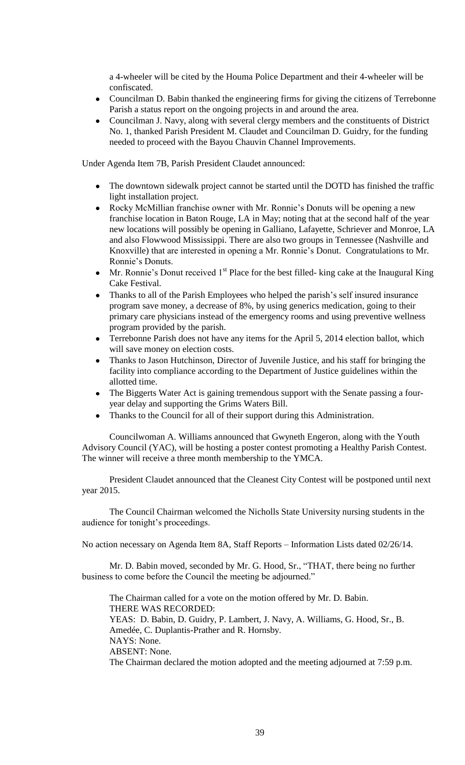a 4-wheeler will be cited by the Houma Police Department and their 4-wheeler will be confiscated.

- Councilman D. Babin thanked the engineering firms for giving the citizens of Terrebonne Parish a status report on the ongoing projects in and around the area.
- Councilman J. Navy, along with several clergy members and the constituents of District No. 1, thanked Parish President M. Claudet and Councilman D. Guidry, for the funding needed to proceed with the Bayou Chauvin Channel Improvements.

Under Agenda Item 7B, Parish President Claudet announced:

- The downtown sidewalk project cannot be started until the DOTD has finished the traffic light installation project.
- Rocky McMillian franchise owner with Mr. Ronnie's Donuts will be opening a new franchise location in Baton Rouge, LA in May; noting that at the second half of the year new locations will possibly be opening in Galliano, Lafayette, Schriever and Monroe, LA and also Flowwood Mississippi. There are also two groups in Tennessee (Nashville and Knoxville) that are interested in opening a Mr. Ronnie's Donut. Congratulations to Mr. Ronnie's Donuts.
- Mr. Ronnie's Donut received 1st Place for the best filled- king cake at the Inaugural King Cake Festival.
- Thanks to all of the Parish Employees who helped the parish's self insured insurance program save money, a decrease of 8%, by using generics medication, going to their primary care physicians instead of the emergency rooms and using preventive wellness program provided by the parish.
- Terrebonne Parish does not have any items for the April 5, 2014 election ballot, which will save money on election costs.
- Thanks to Jason Hutchinson, Director of Juvenile Justice, and his staff for bringing the facility into compliance according to the Department of Justice guidelines within the allotted time.
- The Biggerts Water Act is gaining tremendous support with the Senate passing a four-year delay and supporting the Grims Waters Bill.
- Thanks to the Council for all of their support during this Administration.

Councilwoman A. Williams announced that Gwyneth Engeron, along with the Youth Advisory Council (YAC), will be hosting a poster contest promoting a Healthy Parish Contest. The winner will receive a three month membership to the YMCA.

President Claudet announced that the Cleanest City Contest will be postponed until next year 2015.

The Council Chairman welcomed the Nicholls State University nursing students in the audience for tonight's proceedings.

No action necessary on Agenda Item 8A, Staff Reports – Information Lists dated 02/26/14.

Mr. D. Babin moved, seconded by Mr. G. Hood, Sr., "THAT, there being no further business to come before the Council the meeting be adjourned."

The Chairman called for a vote on the motion offered by Mr. D. Babin.
THERE WAS RECORDED:
YEAS: D. Babin, D. Guidry, P. Lambert, J. Navy, A. Williams, G. Hood, Sr., B. Amedée, C. Duplantis-Prather and R. Hornsby.
NAYS: None.
ABSENT: None.
The Chairman declared the motion adopted and the meeting adjourned at 7:59 p.m.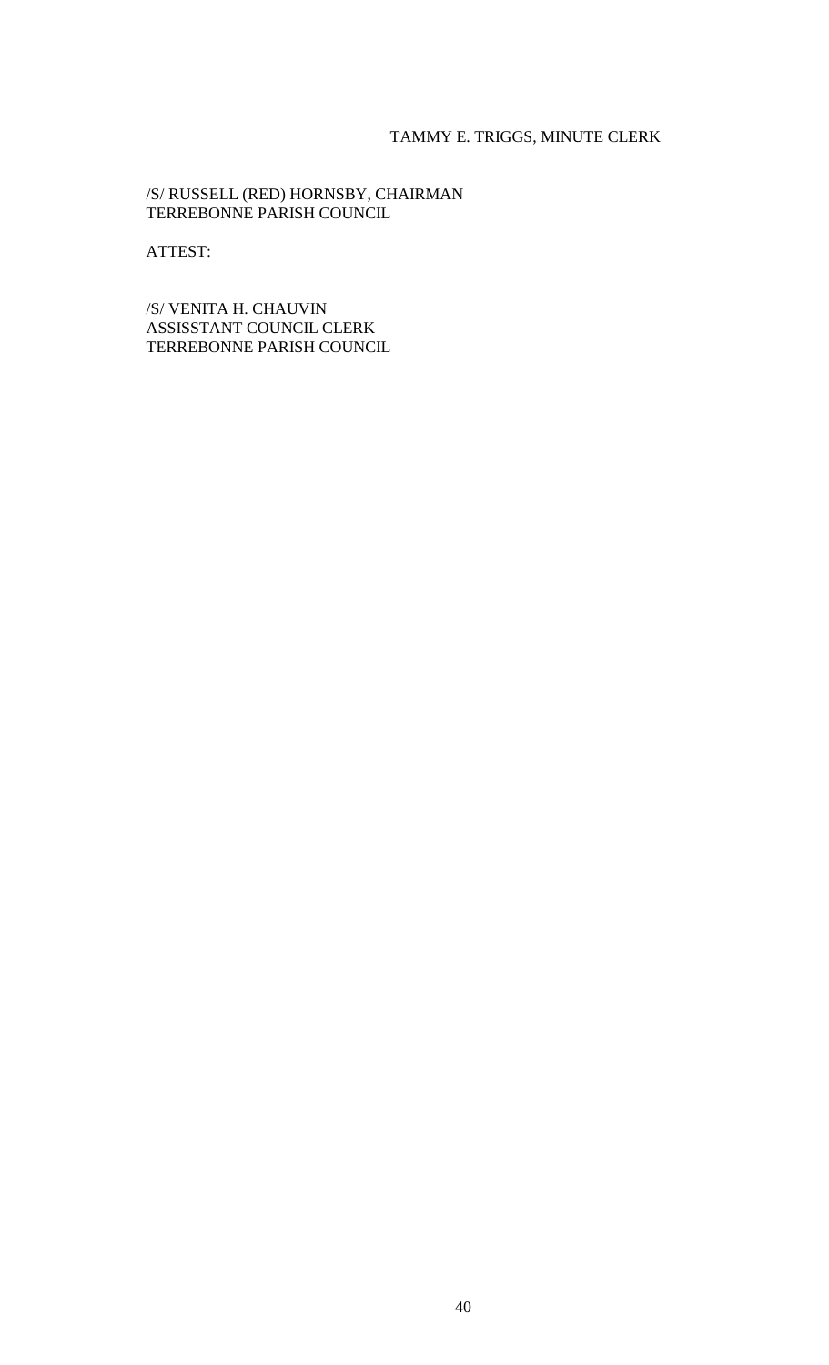TAMMY E. TRIGGS, MINUTE CLERK

/S/ RUSSELL (RED) HORNSBY, CHAIRMAN
TERREBONNE PARISH COUNCIL

ATTEST:

/S/ VENITA H. CHAUVIN
ASSISSTANT COUNCIL CLERK
TERREBONNE PARISH COUNCIL